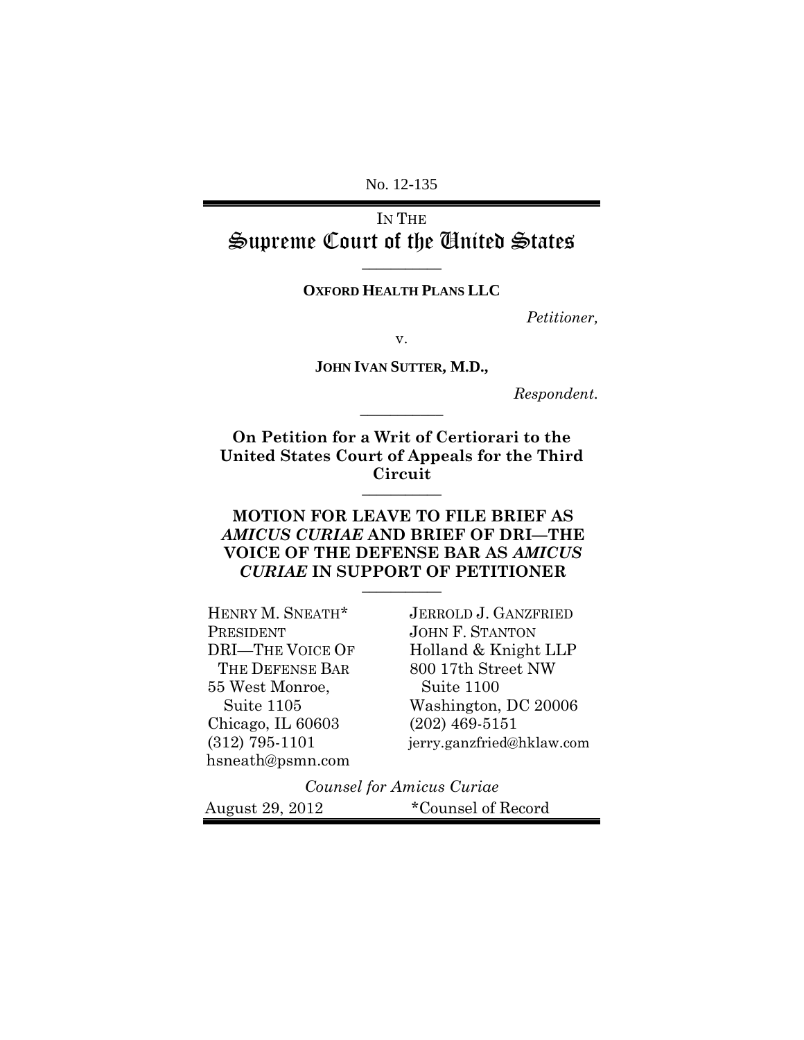No. 12-135

IN THE
# Supreme Court of the United States

---

**OXFORD HEALTH PLANS LLC**

*Petitioner,*

v.

**JOHN IVAN SUTTER, M.D.,**

*Respondent.*

---

**On Petition for a Writ of Certiorari to the United States Court of Appeals for the Third Circuit**

---

## MOTION FOR LEAVE TO FILE BRIEF AS *AMICUS CURIAE* AND BRIEF OF DRI—THE VOICE OF THE DEFENSE BAR AS *AMICUS CURIAE* IN SUPPORT OF PETITIONER

---

HENRY M. SNEATH*
PRESIDENT
DRI—THE VOICE OF THE DEFENSE BAR
55 West Monroe, Suite 1105
Chicago, IL 60603
(312) 795-1101
hsneath@psmn.com

JERROLD J. GANZFRIED
JOHN F. STANTON
Holland & Knight LLP
800 17th Street NW Suite 1100
Washington, DC 20006
(202) 469-5151
jerry.ganzfried@hklaw.com

*Counsel for Amicus Curiae*

August 29, 2012

*Counsel of Record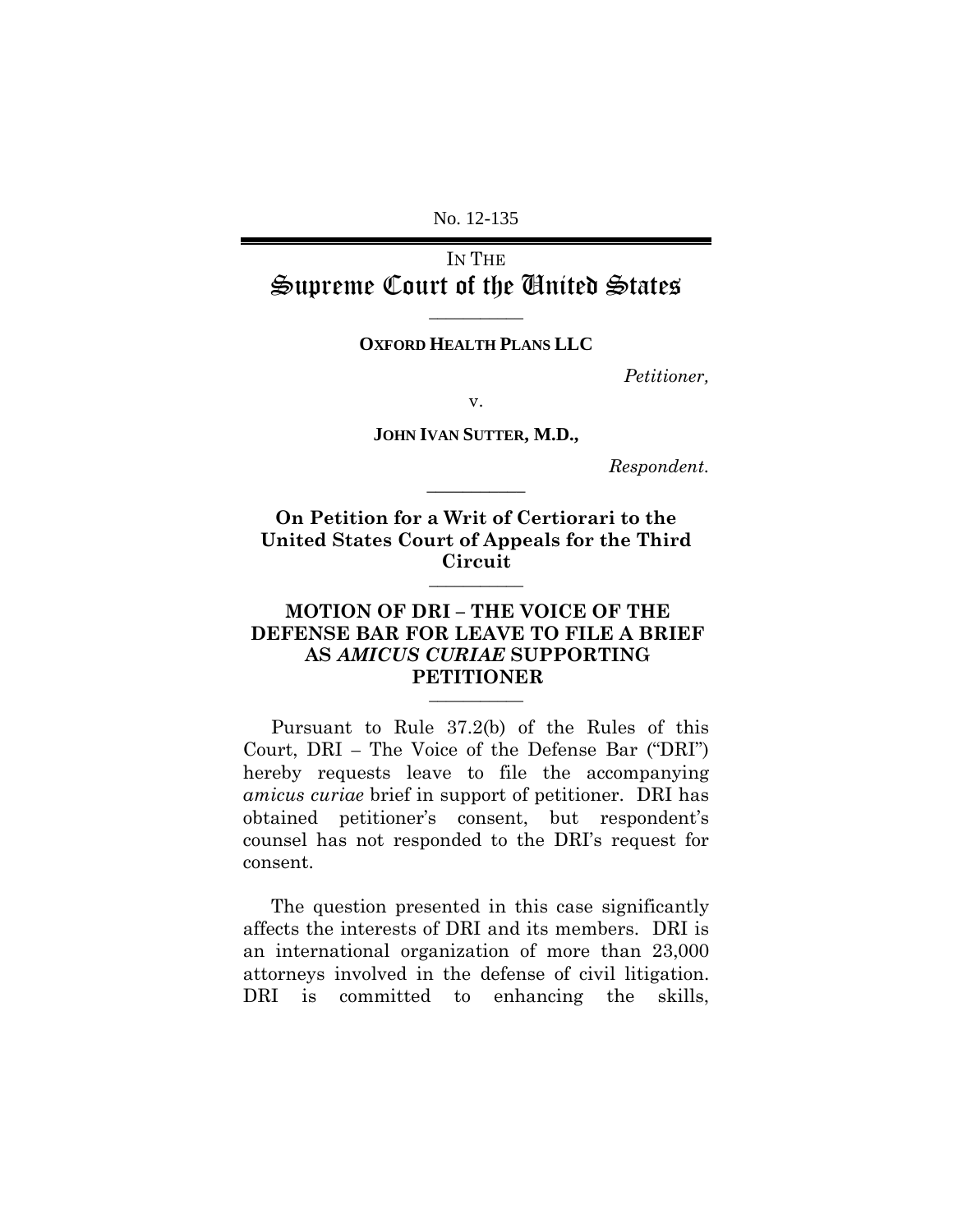No. 12-135

IN THE
# Supreme Court of the United States

---

**OXFORD HEALTH PLANS LLC**

*Petitioner,*

v.

**JOHN IVAN SUTTER, M.D.,**

*Respondent.*

---

**On Petition for a Writ of Certiorari to the United States Court of Appeals for the Third Circuit**

---

## MOTION OF DRI – THE VOICE OF THE DEFENSE BAR FOR LEAVE TO FILE A BRIEF AS *AMICUS CURIAE* SUPPORTING PETITIONER

---

Pursuant to Rule 37.2(b) of the Rules of this Court, DRI – The Voice of the Defense Bar ("DRI") hereby requests leave to file the accompanying *amicus curiae* brief in support of petitioner. DRI has obtained petitioner's consent, but respondent's counsel has not responded to the DRI's request for consent.

The question presented in this case significantly affects the interests of DRI and its members. DRI is an international organization of more than 23,000 attorneys involved in the defense of civil litigation. DRI is committed to enhancing the skills,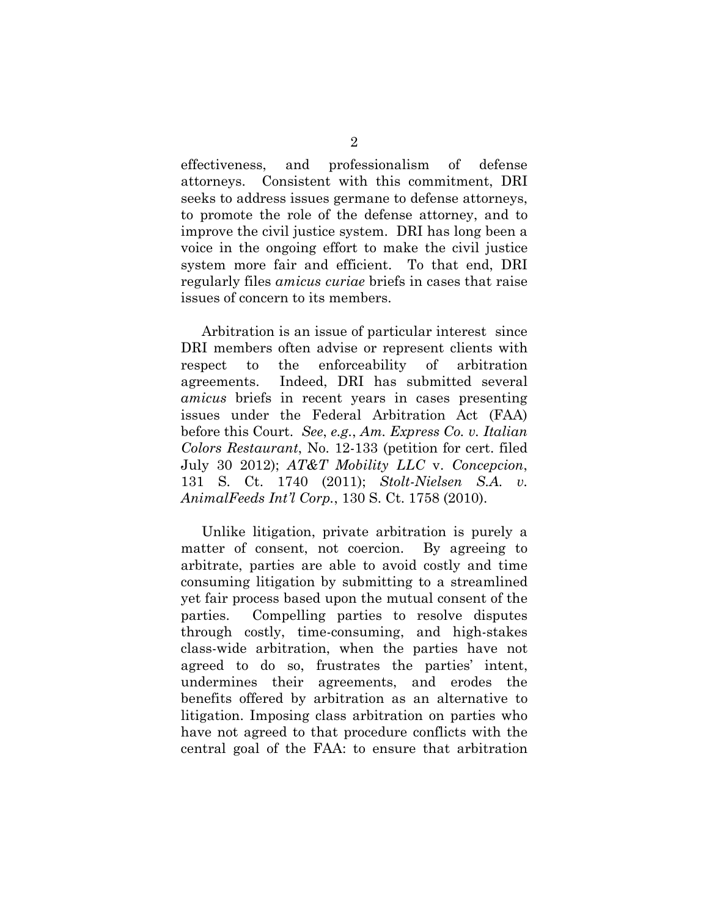effectiveness, and professionalism of defense attorneys. Consistent with this commitment, DRI seeks to address issues germane to defense attorneys, to promote the role of the defense attorney, and to improve the civil justice system. DRI has long been a voice in the ongoing effort to make the civil justice system more fair and efficient. To that end, DRI regularly files *amicus curiae* briefs in cases that raise issues of concern to its members.

Arbitration is an issue of particular interest since DRI members often advise or represent clients with respect to the enforceability of arbitration agreements. Indeed, DRI has submitted several *amicus* briefs in recent years in cases presenting issues under the Federal Arbitration Act (FAA) before this Court. *See*, *e.g.*, *Am. Express Co. v. Italian Colors Restaurant*, No. 12-133 (petition for cert. filed July 30 2012); *AT&T Mobility LLC* v. *Concepcion*, 131 S. Ct. 1740 (2011); *Stolt-Nielsen S.A. v. AnimalFeeds Int'l Corp.*, 130 S. Ct. 1758 (2010).

Unlike litigation, private arbitration is purely a matter of consent, not coercion. By agreeing to arbitrate, parties are able to avoid costly and time consuming litigation by submitting to a streamlined yet fair process based upon the mutual consent of the parties. Compelling parties to resolve disputes through costly, time-consuming, and high-stakes class-wide arbitration, when the parties have not agreed to do so, frustrates the parties' intent, undermines their agreements, and erodes the benefits offered by arbitration as an alternative to litigation. Imposing class arbitration on parties who have not agreed to that procedure conflicts with the central goal of the FAA: to ensure that arbitration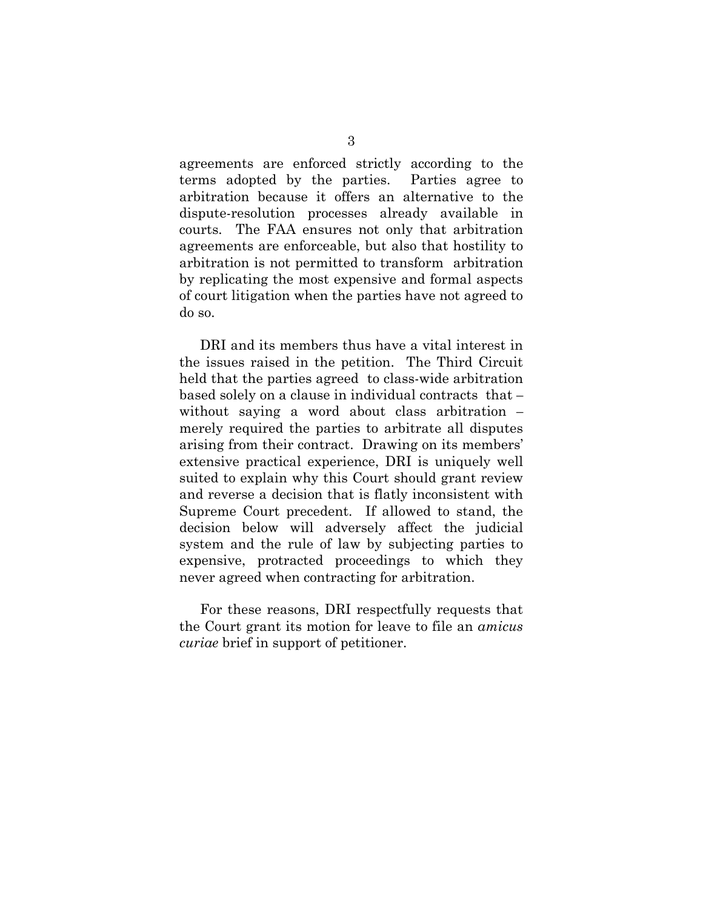agreements are enforced strictly according to the terms adopted by the parties. Parties agree to arbitration because it offers an alternative to the dispute-resolution processes already available in courts. The FAA ensures not only that arbitration agreements are enforceable, but also that hostility to arbitration is not permitted to transform arbitration by replicating the most expensive and formal aspects of court litigation when the parties have not agreed to do so.

DRI and its members thus have a vital interest in the issues raised in the petition. The Third Circuit held that the parties agreed to class-wide arbitration based solely on a clause in individual contracts that – without saying a word about class arbitration – merely required the parties to arbitrate all disputes arising from their contract. Drawing on its members' extensive practical experience, DRI is uniquely well suited to explain why this Court should grant review and reverse a decision that is flatly inconsistent with Supreme Court precedent. If allowed to stand, the decision below will adversely affect the judicial system and the rule of law by subjecting parties to expensive, protracted proceedings to which they never agreed when contracting for arbitration.

For these reasons, DRI respectfully requests that the Court grant its motion for leave to file an *amicus curiae* brief in support of petitioner.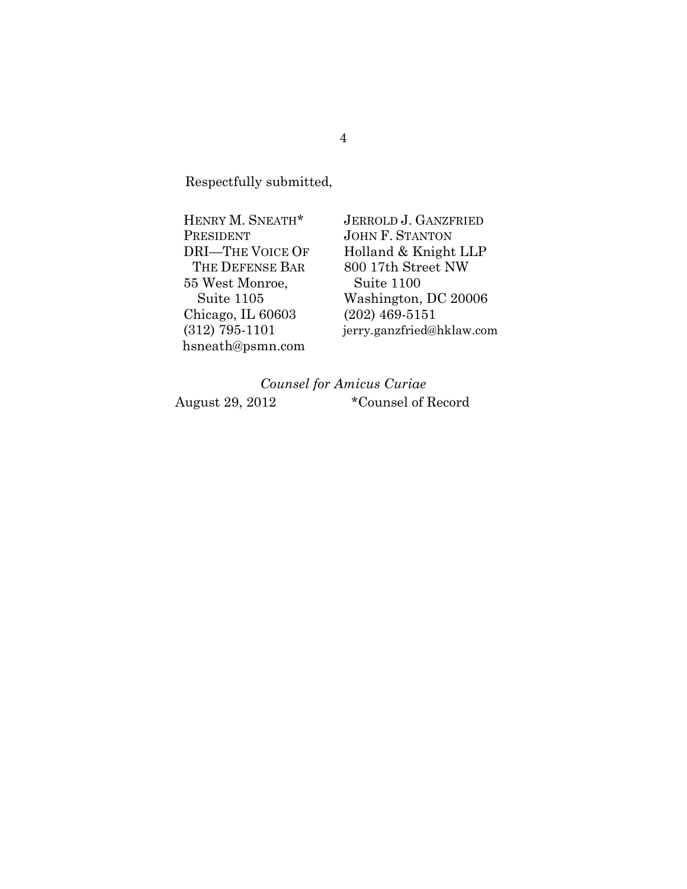Respectfully submitted,

HENRY M. SNEATH*
PRESIDENT
DRI—THE VOICE OF
THE DEFENSE BAR
55 West Monroe,
Suite 1105
Chicago, IL 60603
(312) 795-1101
hsneath@psmn.com

JERROLD J. GANZFRIED
JOHN F. STANTON
Holland & Knight LLP
800 17th Street NW
Suite 1100
Washington, DC 20006
(202) 469-5151
jerry.ganzfried@hklaw.com

*Counsel for Amicus Curiae*

August 29, 2012

*Counsel of Record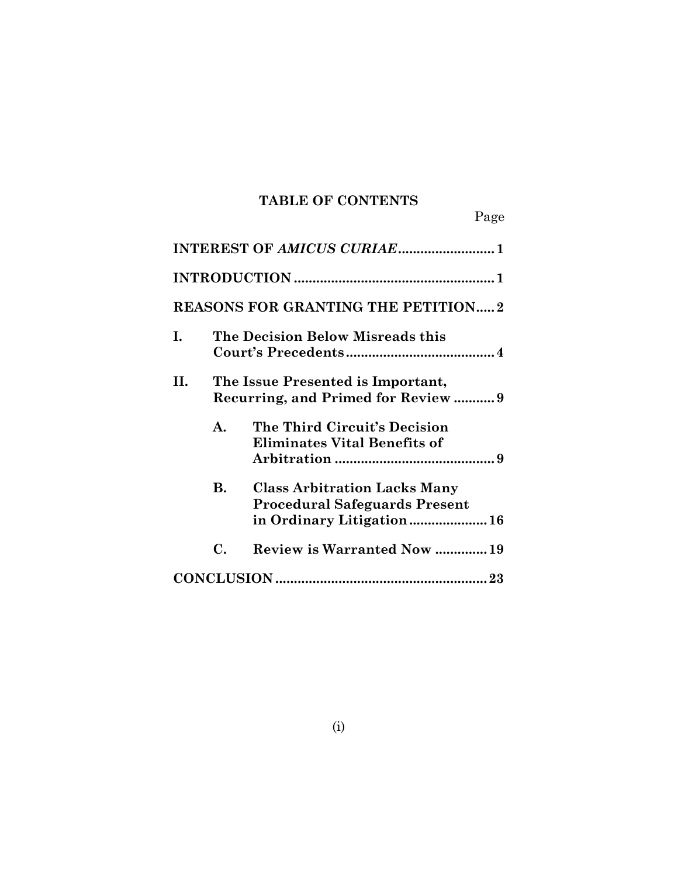## TABLE OF CONTENTS

| | Page |
|---|---|
| **INTEREST OF *AMICUS CURIAE*** | **1** |
| **INTRODUCTION** | **1** |
| **REASONS FOR GRANTING THE PETITION** | **2** |
| **I. The Decision Below Misreads this Court's Precedents** | **4** |
| **II. The Issue Presented is Important, Recurring, and Primed for Review** | **9** |
| **A. The Third Circuit's Decision Eliminates Vital Benefits of Arbitration** | **9** |
| **B. Class Arbitration Lacks Many Procedural Safeguards Present in Ordinary Litigation** | **16** |
| **C. Review is Warranted Now** | **19** |
| **CONCLUSION** | **23** |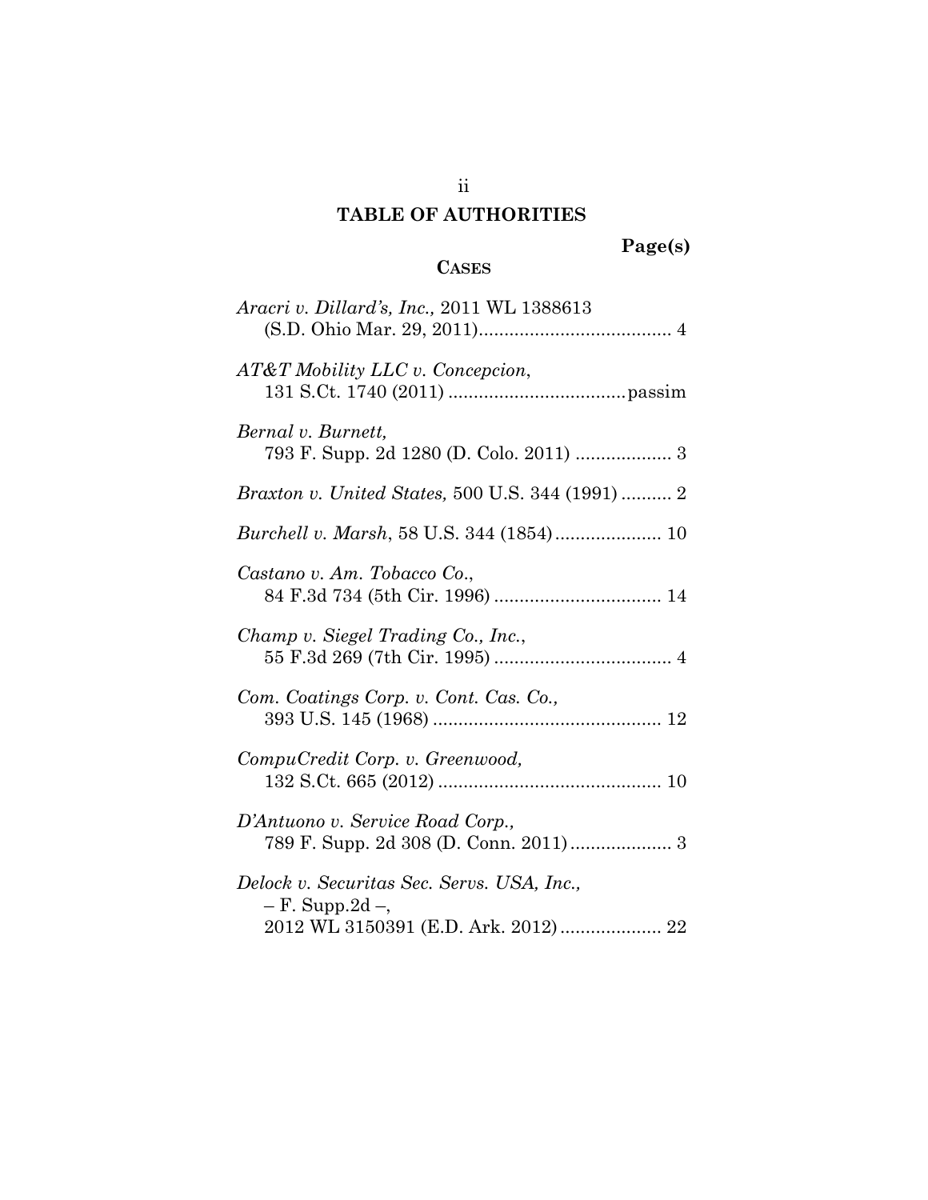# TABLE OF AUTHORITIES

**Page(s)**

**CASES**

*Aracri v. Dillard's, Inc.,* 2011 WL 1388613 (S.D. Ohio Mar. 29, 2011) ..................................... 4

*AT&T Mobility LLC v. Concepcion*, 131 S.Ct. 1740 (2011) .................................. passim

*Bernal v. Burnett,* 793 F. Supp. 2d 1280 (D. Colo. 2011) ................... 3

*Braxton v. United States,* 500 U.S. 344 (1991) .......... 2

*Burchell v. Marsh*, 58 U.S. 344 (1854) ..................... 10

*Castano v. Am. Tobacco Co.*, 84 F.3d 734 (5th Cir. 1996) ................................. 14

*Champ v. Siegel Trading Co., Inc.*, 55 F.3d 269 (7th Cir. 1995) ................................... 4

*Com. Coatings Corp. v. Cont. Cas. Co.,* 393 U.S. 145 (1968) ............................................. 12

*CompuCredit Corp. v. Greenwood,* 132 S.Ct. 665 (2012) ............................................ 10

*D'Antuono v. Service Road Corp.,* 789 F. Supp. 2d 308 (D. Conn. 2011) .................... 3

*Delock v. Securitas Sec. Servs. USA, Inc.,* – F. Supp.2d –, 2012 WL 3150391 (E.D. Ark. 2012) .................... 22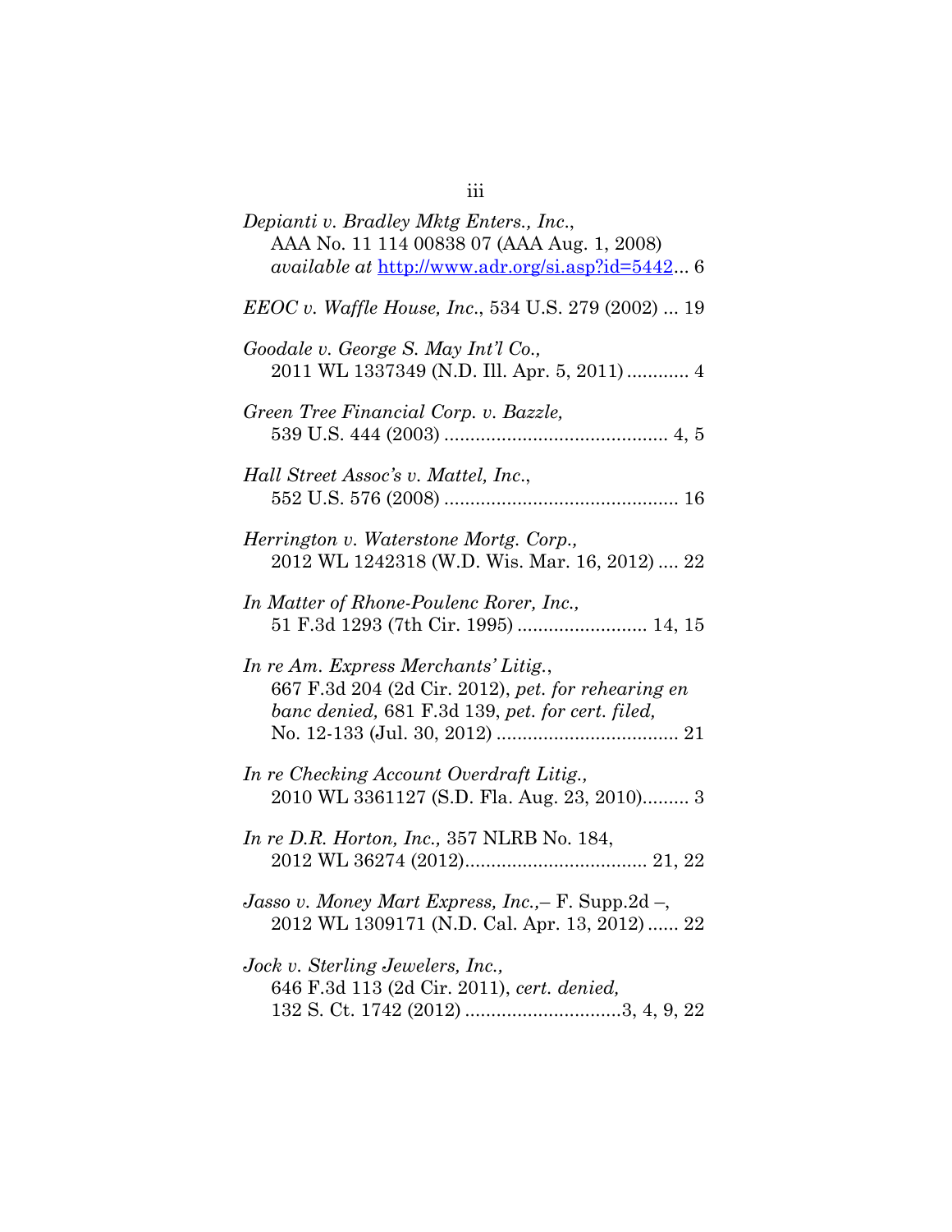*Depianti v. Bradley Mktg Enters., Inc.*,
AAA No. 11 114 00838 07 (AAA Aug. 1, 2008)
*available at* http://www.adr.org/si.asp?id=5442... 6

*EEOC v. Waffle House, Inc.*, 534 U.S. 279 (2002) ... 19

*Goodale v. George S. May Int'l Co.,*
2011 WL 1337349 (N.D. Ill. Apr. 5, 2011) ............ 4

*Green Tree Financial Corp. v. Bazzle,*
539 U.S. 444 (2003) ........................................... 4, 5

*Hall Street Assoc's v. Mattel, Inc.*,
552 U.S. 576 (2008) ............................................ 16

*Herrington v. Waterstone Mortg. Corp.,*
2012 WL 1242318 (W.D. Wis. Mar. 16, 2012) .... 22

*In Matter of Rhone-Poulenc Rorer, Inc.,*
51 F.3d 1293 (7th Cir. 1995) ......................... 14, 15

*In re Am. Express Merchants' Litig.*,
667 F.3d 204 (2d Cir. 2012), *pet. for rehearing en banc denied,* 681 F.3d 139, *pet. for cert. filed,*
No. 12-133 (Jul. 30, 2012) ................................... 21

*In re Checking Account Overdraft Litig.,*
2010 WL 3361127 (S.D. Fla. Aug. 23, 2010)......... 3

*In re D.R. Horton, Inc.,* 357 NLRB No. 184,
2012 WL 36274 (2012)................................... 21, 22

*Jasso v. Money Mart Express, Inc.,*– F. Supp.2d –,
2012 WL 1309171 (N.D. Cal. Apr. 13, 2012) ...... 22

*Jock v. Sterling Jewelers, Inc.,*
646 F.3d 113 (2d Cir. 2011), *cert. denied,*
132 S. Ct. 1742 (2012) ..............................3, 4, 9, 22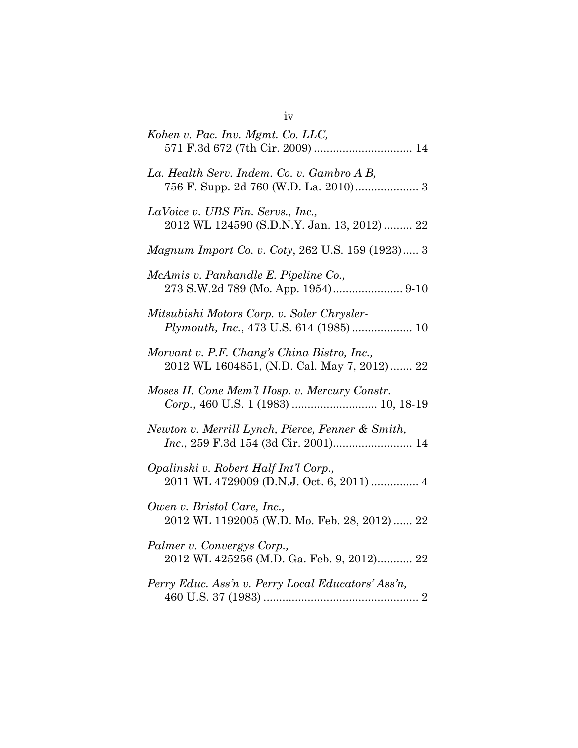*Kohen v. Pac. Inv. Mgmt. Co. LLC*,
571 F.3d 672 (7th Cir. 2009) ............................... 14

*La. Health Serv. Indem. Co. v. Gambro A B*,
756 F. Supp. 2d 760 (W.D. La. 2010).................... 3

*LaVoice v. UBS Fin. Servs., Inc.*,
2012 WL 124590 (S.D.N.Y. Jan. 13, 2012) ......... 22

*Magnum Import Co. v. Coty*, 262 U.S. 159 (1923)..... 3

*McAmis v. Panhandle E. Pipeline Co.*,
273 S.W.2d 789 (Mo. App. 1954)...................... 9-10

*Mitsubishi Motors Corp. v. Soler Chrysler-Plymouth, Inc.*, 473 U.S. 614 (1985) ................... 10

*Morvant v. P.F. Chang's China Bistro, Inc.*,
2012 WL 1604851, (N.D. Cal. May 7, 2012) ....... 22

*Moses H. Cone Mem'l Hosp. v. Mercury Constr. Corp.*, 460 U.S. 1 (1983) ........................... 10, 18-19

*Newton v. Merrill Lynch, Pierce, Fenner & Smith, Inc.*, 259 F.3d 154 (3d Cir. 2001)......................... 14

*Opalinski v. Robert Half Int'l Corp.*,
2011 WL 4729009 (D.N.J. Oct. 6, 2011) ............... 4

*Owen v. Bristol Care, Inc.*,
2012 WL 1192005 (W.D. Mo. Feb. 28, 2012) ...... 22

*Palmer v. Convergys Corp.*,
2012 WL 425256 (M.D. Ga. Feb. 9, 2012)........... 22

*Perry Educ. Ass'n v. Perry Local Educators' Ass'n*,
460 U.S. 37 (1983) ................................................. 2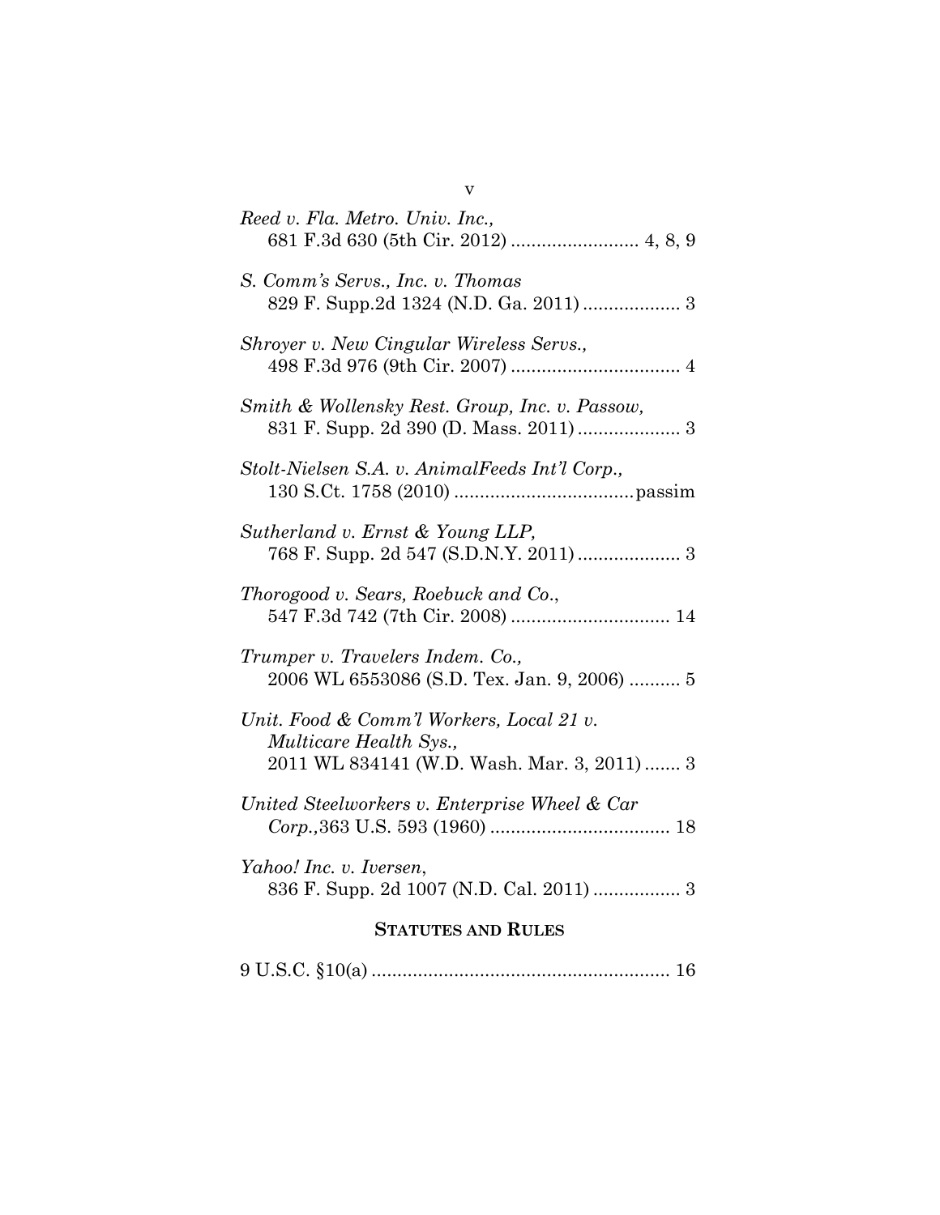*Reed v. Fla. Metro. Univ. Inc.*,
681 F.3d 630 (5th Cir. 2012) ......................... 4, 8, 9

*S. Comm's Servs., Inc. v. Thomas*
829 F. Supp.2d 1324 (N.D. Ga. 2011) ................... 3

*Shroyer v. New Cingular Wireless Servs.*,
498 F.3d 976 (9th Cir. 2007) ................................. 4

*Smith & Wollensky Rest. Group, Inc. v. Passow*,
831 F. Supp. 2d 390 (D. Mass. 2011) .................... 3

*Stolt-Nielsen S.A. v. AnimalFeeds Int'l Corp.*,
130 S.Ct. 1758 (2010) ...................................passim

*Sutherland v. Ernst & Young LLP*,
768 F. Supp. 2d 547 (S.D.N.Y. 2011) .................... 3

*Thorogood v. Sears, Roebuck and Co.*,
547 F.3d 742 (7th Cir. 2008) ............................... 14

*Trumper v. Travelers Indem. Co.*,
2006 WL 6553086 (S.D. Tex. Jan. 9, 2006) .......... 5

*Unit. Food & Comm'l Workers, Local 21 v. Multicare Health Sys.*,
2011 WL 834141 (W.D. Wash. Mar. 3, 2011) ....... 3

*United Steelworkers v. Enterprise Wheel & Car Corp.*,363 U.S. 593 (1960) ................................... 18

*Yahoo! Inc. v. Iversen*,
836 F. Supp. 2d 1007 (N.D. Cal. 2011) ................. 3

## STATUTES AND RULES

9 U.S.C. §10(a) .......................................................... 16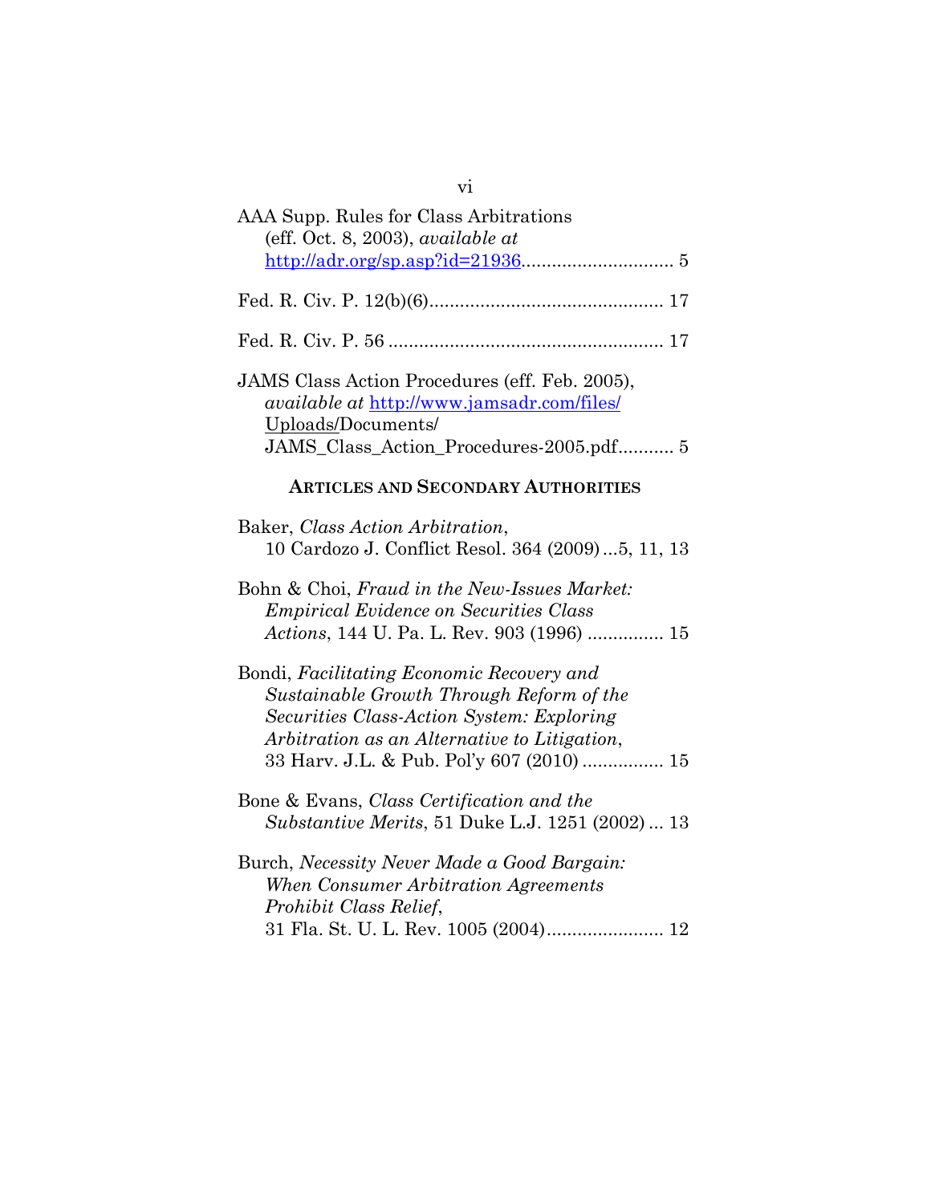AAA Supp. Rules for Class Arbitrations (eff. Oct. 8, 2003), *available at* http://adr.org/sp.asp?id=21936............................. 5

Fed. R. Civ. P. 12(b)(6)............................................. 17

Fed. R. Civ. P. 56 ..................................................... 17

JAMS Class Action Procedures (eff. Feb. 2005), *available at* http://www.jamsadr.com/files/Uploads/Documents/JAMS_Class_Action_Procedures-2005.pdf........... 5

## ARTICLES AND SECONDARY AUTHORITIES

Baker, *Class Action Arbitration*, 10 Cardozo J. Conflict Resol. 364 (2009)...5, 11, 13

Bohn & Choi, *Fraud in the New-Issues Market: Empirical Evidence on Securities Class Actions*, 144 U. Pa. L. Rev. 903 (1996) ............... 15

Bondi, *Facilitating Economic Recovery and Sustainable Growth Through Reform of the Securities Class-Action System: Exploring Arbitration as an Alternative to Litigation*, 33 Harv. J.L. & Pub. Pol'y 607 (2010) ................ 15

Bone & Evans, *Class Certification and the Substantive Merits*, 51 Duke L.J. 1251 (2002) ... 13

Burch, *Necessity Never Made a Good Bargain: When Consumer Arbitration Agreements Prohibit Class Relief*, 31 Fla. St. U. L. Rev. 1005 (2004)....................... 12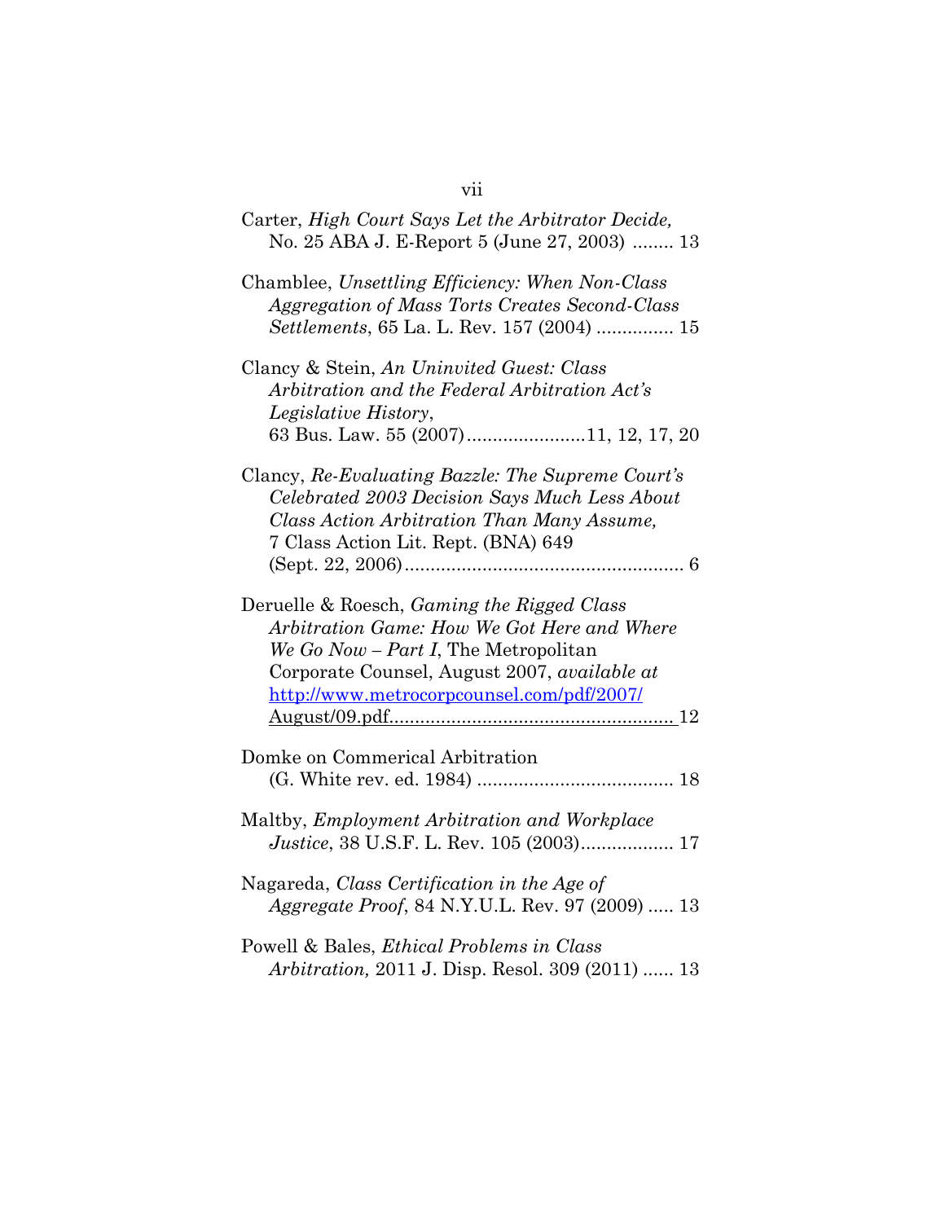Carter, *High Court Says Let the Arbitrator Decide,* No. 25 ABA J. E-Report 5 (June 27, 2003) ........ 13

Chamblee, *Unsettling Efficiency: When Non-Class Aggregation of Mass Torts Creates Second-Class Settlements*, 65 La. L. Rev. 157 (2004) ............... 15

Clancy & Stein, *An Uninvited Guest: Class Arbitration and the Federal Arbitration Act's Legislative History*, 63 Bus. Law. 55 (2007).......................11, 12, 17, 20

Clancy, *Re-Evaluating Bazzle: The Supreme Court's Celebrated 2003 Decision Says Much Less About Class Action Arbitration Than Many Assume,* 7 Class Action Lit. Rept. (BNA) 649 (Sept. 22, 2006)...................................................... 6

Deruelle & Roesch, *Gaming the Rigged Class Arbitration Game: How We Got Here and Where We Go Now – Part I*, The Metropolitan Corporate Counsel, August 2007, *available at* http://www.metrocorpcounsel.com/pdf/2007/August/09.pdf....................................................... 12

Domke on Commerical Arbitration (G. White rev. ed. 1984) ..................................... 18

Maltby, *Employment Arbitration and Workplace Justice*, 38 U.S.F. L. Rev. 105 (2003).................. 17

Nagareda, *Class Certification in the Age of Aggregate Proof*, 84 N.Y.U.L. Rev. 97 (2009) ..... 13

Powell & Bales, *Ethical Problems in Class Arbitration,* 2011 J. Disp. Resol. 309 (2011) ...... 13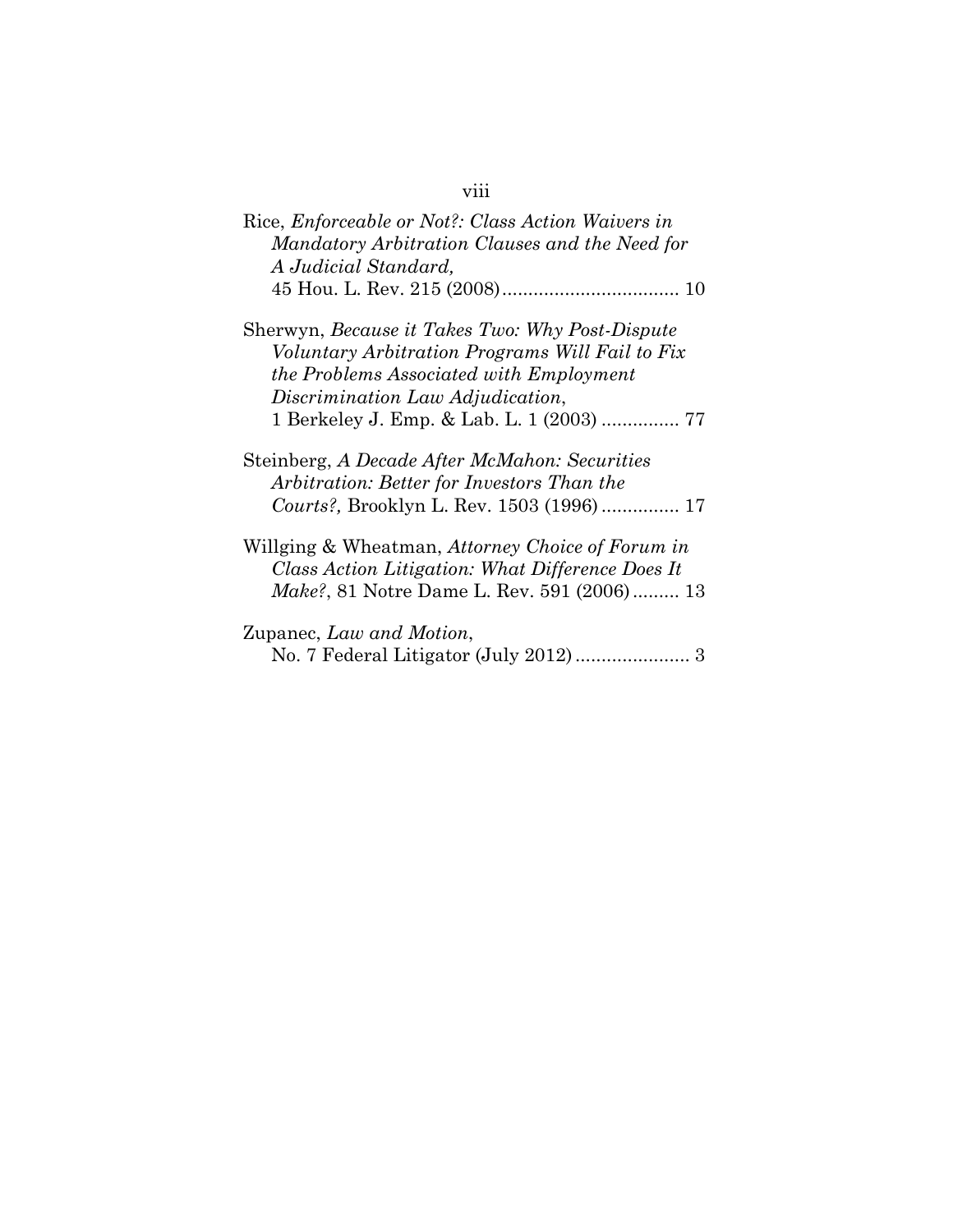Rice, *Enforceable or Not?: Class Action Waivers in Mandatory Arbitration Clauses and the Need for A Judicial Standard,* 45 Hou. L. Rev. 215 (2008) .................................. 10

Sherwyn, *Because it Takes Two: Why Post-Dispute Voluntary Arbitration Programs Will Fail to Fix the Problems Associated with Employment Discrimination Law Adjudication*, 1 Berkeley J. Emp. & Lab. L. 1 (2003) ............... 77

Steinberg, *A Decade After McMahon: Securities Arbitration: Better for Investors Than the Courts?,* Brooklyn L. Rev. 1503 (1996) ............... 17

Willging & Wheatman, *Attorney Choice of Forum in Class Action Litigation: What Difference Does It Make?*, 81 Notre Dame L. Rev. 591 (2006) ......... 13

Zupanec, *Law and Motion*, No. 7 Federal Litigator (July 2012) ...................... 3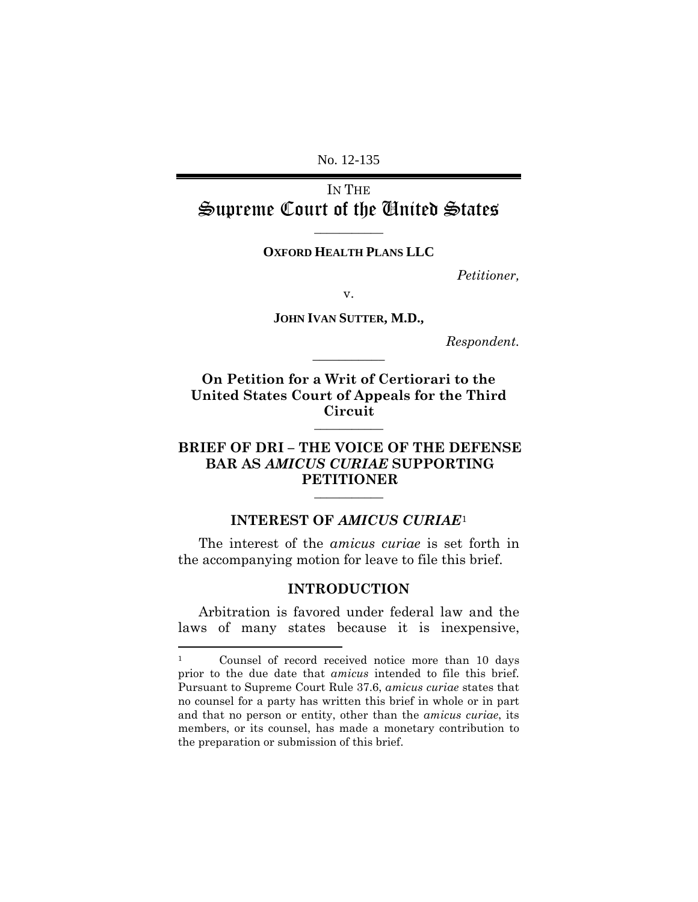No. 12-135

IN THE
# Supreme Court of the United States

---

**OXFORD HEALTH PLANS LLC**

*Petitioner,*

v.

**JOHN IVAN SUTTER, M.D.,**

*Respondent.*

---

**On Petition for a Writ of Certiorari to the United States Court of Appeals for the Third Circuit**

---

## BRIEF OF DRI – THE VOICE OF THE DEFENSE BAR AS *AMICUS CURIAE* SUPPORTING PETITIONER

---

## INTEREST OF *AMICUS CURIAE*[1]

The interest of the *amicus curiae* is set forth in the accompanying motion for leave to file this brief.

## INTRODUCTION

Arbitration is favored under federal law and the laws of many states because it is inexpensive,

---

[1] Counsel of record received notice more than 10 days prior to the due date that *amicus* intended to file this brief. Pursuant to Supreme Court Rule 37.6, *amicus curiae* states that no counsel for a party has written this brief in whole or in part and that no person or entity, other than the *amicus curiae*, its members, or its counsel, has made a monetary contribution to the preparation or submission of this brief.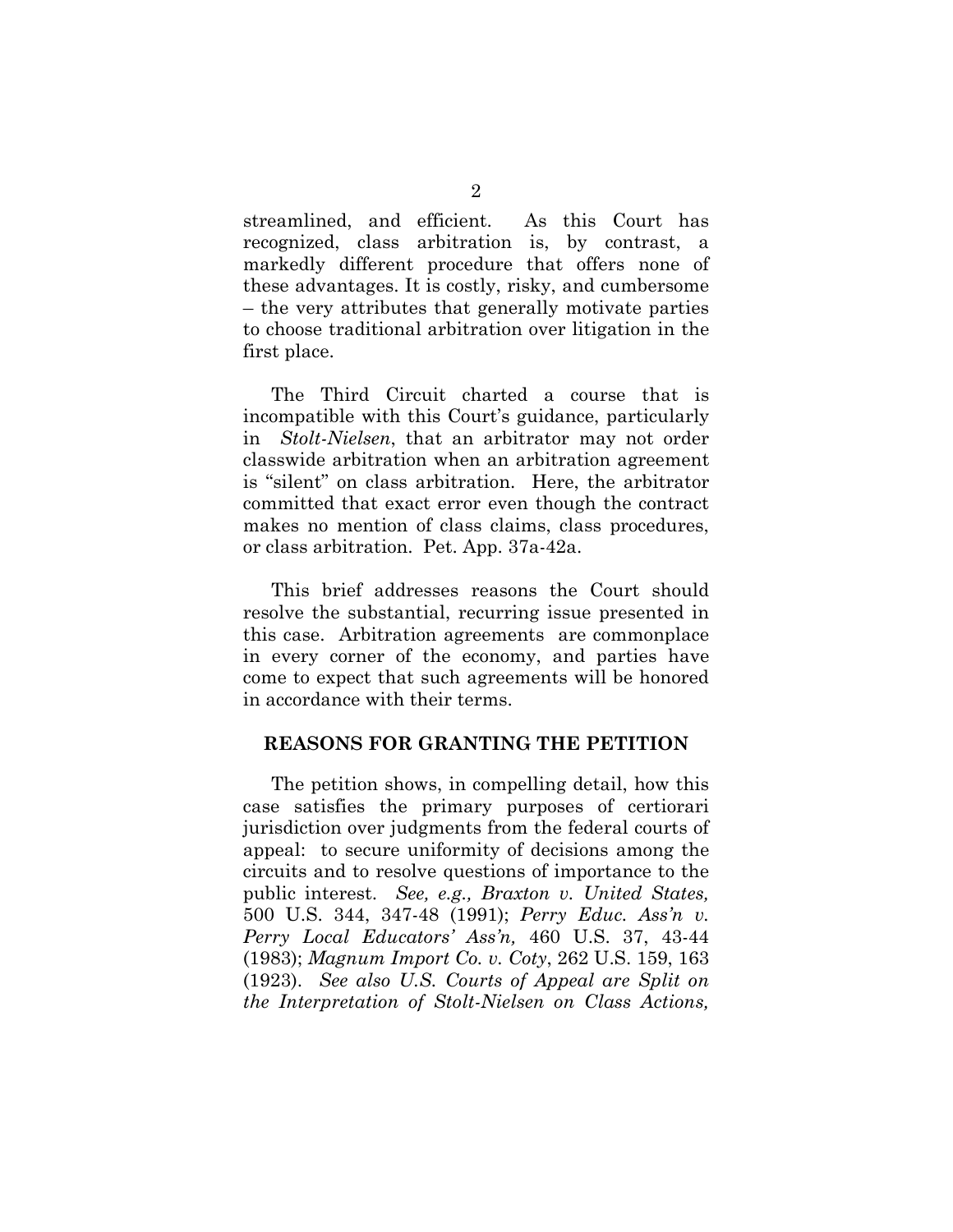streamlined, and efficient. As this Court has recognized, class arbitration is, by contrast, a markedly different procedure that offers none of these advantages. It is costly, risky, and cumbersome – the very attributes that generally motivate parties to choose traditional arbitration over litigation in the first place.

The Third Circuit charted a course that is incompatible with this Court's guidance, particularly in *Stolt-Nielsen*, that an arbitrator may not order classwide arbitration when an arbitration agreement is "silent" on class arbitration. Here, the arbitrator committed that exact error even though the contract makes no mention of class claims, class procedures, or class arbitration. Pet. App. 37a-42a.

This brief addresses reasons the Court should resolve the substantial, recurring issue presented in this case. Arbitration agreements are commonplace in every corner of the economy, and parties have come to expect that such agreements will be honored in accordance with their terms.

## REASONS FOR GRANTING THE PETITION

The petition shows, in compelling detail, how this case satisfies the primary purposes of certiorari jurisdiction over judgments from the federal courts of appeal: to secure uniformity of decisions among the circuits and to resolve questions of importance to the public interest. *See, e.g., Braxton v. United States,* 500 U.S. 344, 347-48 (1991); *Perry Educ. Ass'n v. Perry Local Educators' Ass'n,* 460 U.S. 37, 43-44 (1983); *Magnum Import Co. v. Coty*, 262 U.S. 159, 163 (1923). *See also U.S. Courts of Appeal are Split on the Interpretation of Stolt-Nielsen on Class Actions,*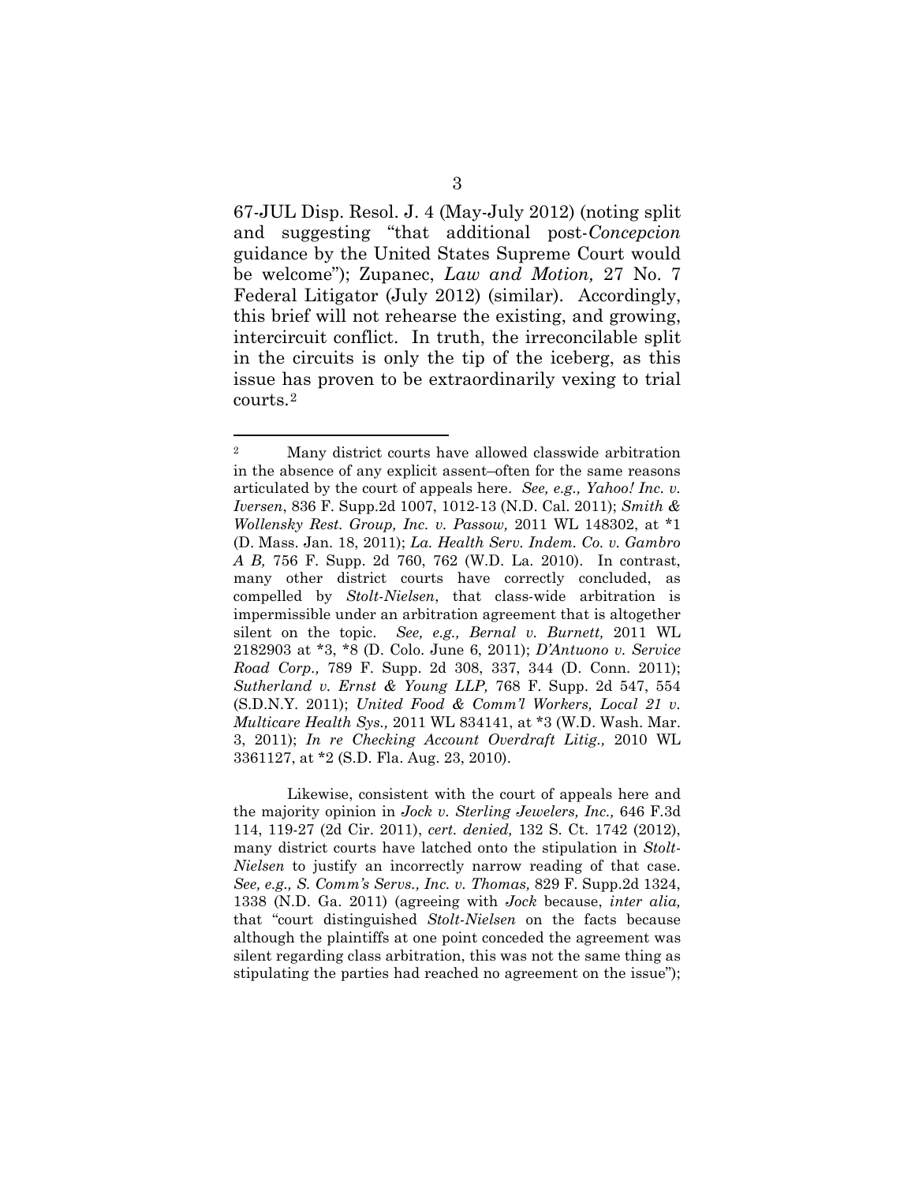67-JUL Disp. Resol. J. 4 (May-July 2012) (noting split and suggesting "that additional post-*Concepcion* guidance by the United States Supreme Court would be welcome"); Zupanec, *Law and Motion,* 27 No. 7 Federal Litigator (July 2012) (similar). Accordingly, this brief will not rehearse the existing, and growing, intercircuit conflict. In truth, the irreconcilable split in the circuits is only the tip of the iceberg, as this issue has proven to be extraordinarily vexing to trial courts.[2]

---

[2] Many district courts have allowed classwide arbitration in the absence of any explicit assent–often for the same reasons articulated by the court of appeals here. *See, e.g., Yahoo! Inc. v. Iversen*, 836 F. Supp.2d 1007, 1012-13 (N.D. Cal. 2011); *Smith & Wollensky Rest. Group, Inc. v. Passow,* 2011 WL 148302, at *1 (D. Mass. Jan. 18, 2011); *La. Health Serv. Indem. Co. v. Gambro A B,* 756 F. Supp. 2d 760, 762 (W.D. La. 2010). In contrast, many other district courts have correctly concluded, as compelled by *Stolt-Nielsen*, that class-wide arbitration is impermissible under an arbitration agreement that is altogether silent on the topic. *See, e.g., Bernal v. Burnett,* 2011 WL 2182903 at *3, *8 (D. Colo. June 6, 2011); *D'Antuono v. Service Road Corp.,* 789 F. Supp. 2d 308, 337, 344 (D. Conn. 2011); *Sutherland v. Ernst & Young LLP,* 768 F. Supp. 2d 547, 554 (S.D.N.Y. 2011); *United Food & Comm'l Workers, Local 21 v. Multicare Health Sys.,* 2011 WL 834141, at *3 (W.D. Wash. Mar. 3, 2011); *In re Checking Account Overdraft Litig.,* 2010 WL 3361127, at *2 (S.D. Fla. Aug. 23, 2010).

Likewise, consistent with the court of appeals here and the majority opinion in *Jock v. Sterling Jewelers, Inc.,* 646 F.3d 114, 119-27 (2d Cir. 2011), *cert. denied,* 132 S. Ct. 1742 (2012), many district courts have latched onto the stipulation in *Stolt-Nielsen* to justify an incorrectly narrow reading of that case. *See, e.g., S. Comm's Servs., Inc. v. Thomas,* 829 F. Supp.2d 1324, 1338 (N.D. Ga. 2011) (agreeing with *Jock* because, *inter alia,* that "court distinguished *Stolt-Nielsen* on the facts because although the plaintiffs at one point conceded the agreement was silent regarding class arbitration, this was not the same thing as stipulating the parties had reached no agreement on the issue");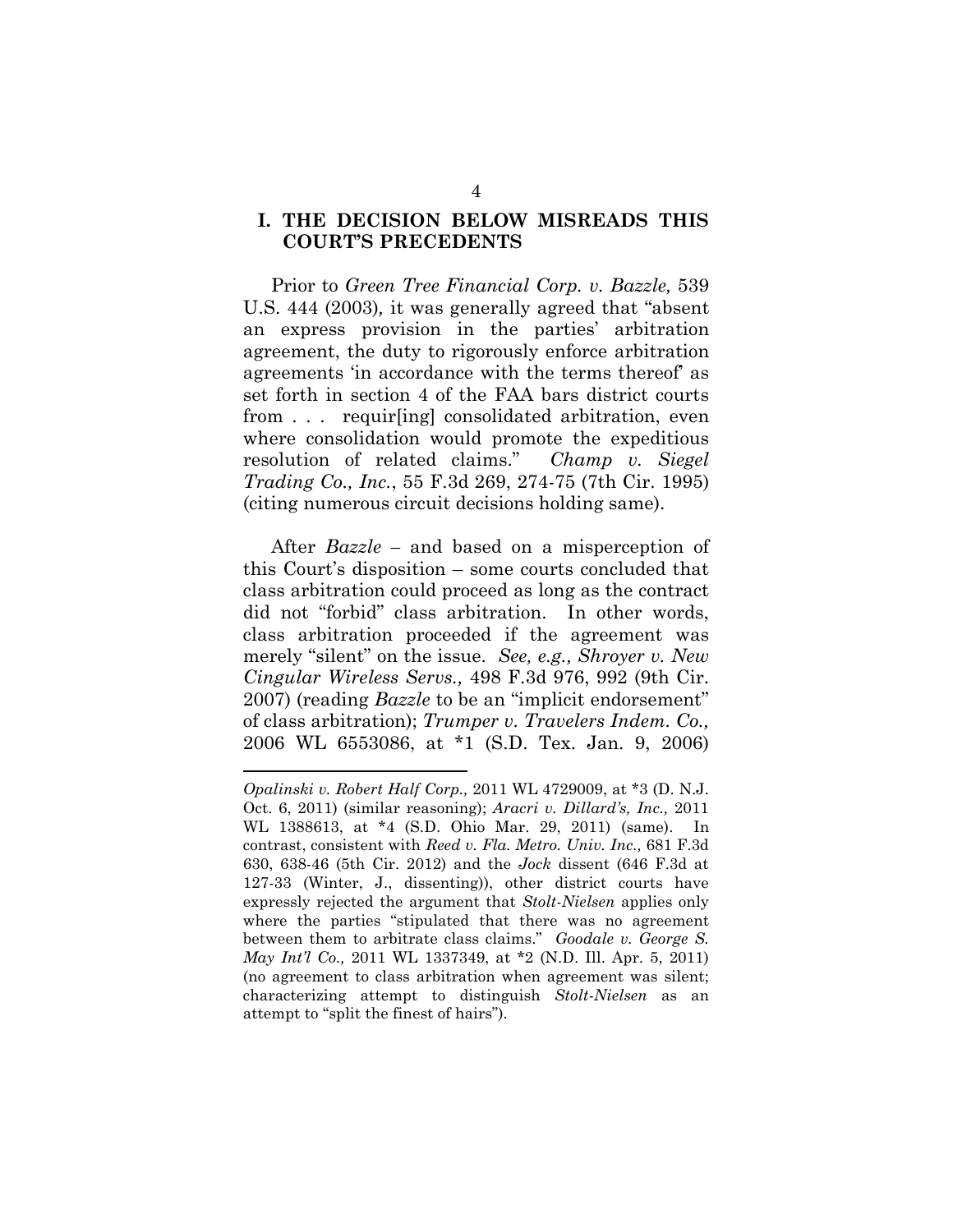## I. THE DECISION BELOW MISREADS THIS COURT'S PRECEDENTS

Prior to *Green Tree Financial Corp. v. Bazzle,* 539 U.S. 444 (2003), it was generally agreed that "absent an express provision in the parties' arbitration agreement, the duty to rigorously enforce arbitration agreements 'in accordance with the terms thereof' as set forth in section 4 of the FAA bars district courts from . . . requir[ing] consolidated arbitration, even where consolidation would promote the expeditious resolution of related claims." *Champ v. Siegel Trading Co., Inc.*, 55 F.3d 269, 274-75 (7th Cir. 1995) (citing numerous circuit decisions holding same).

After *Bazzle* – and based on a misperception of this Court's disposition – some courts concluded that class arbitration could proceed as long as the contract did not "forbid" class arbitration. In other words, class arbitration proceeded if the agreement was merely "silent" on the issue. *See, e.g., Shroyer v. New Cingular Wireless Servs.,* 498 F.3d 976, 992 (9th Cir. 2007) (reading *Bazzle* to be an "implicit endorsement" of class arbitration); *Trumper v. Travelers Indem. Co.,* 2006 WL 6553086, at *1 (S.D. Tex. Jan. 9, 2006)

---

*Opalinski v. Robert Half Corp.,* 2011 WL 4729009, at *3 (D. N.J. Oct. 6, 2011) (similar reasoning); *Aracri v. Dillard's, Inc.,* 2011 WL 1388613, at *4 (S.D. Ohio Mar. 29, 2011) (same). In contrast, consistent with *Reed v. Fla. Metro. Univ. Inc.,* 681 F.3d 630, 638-46 (5th Cir. 2012) and the *Jock* dissent (646 F.3d at 127-33 (Winter, J., dissenting)), other district courts have expressly rejected the argument that *Stolt-Nielsen* applies only where the parties "stipulated that there was no agreement between them to arbitrate class claims." *Goodale v. George S. May Int'l Co.,* 2011 WL 1337349, at *2 (N.D. Ill. Apr. 5, 2011) (no agreement to class arbitration when agreement was silent; characterizing attempt to distinguish *Stolt-Nielsen* as an attempt to "split the finest of hairs").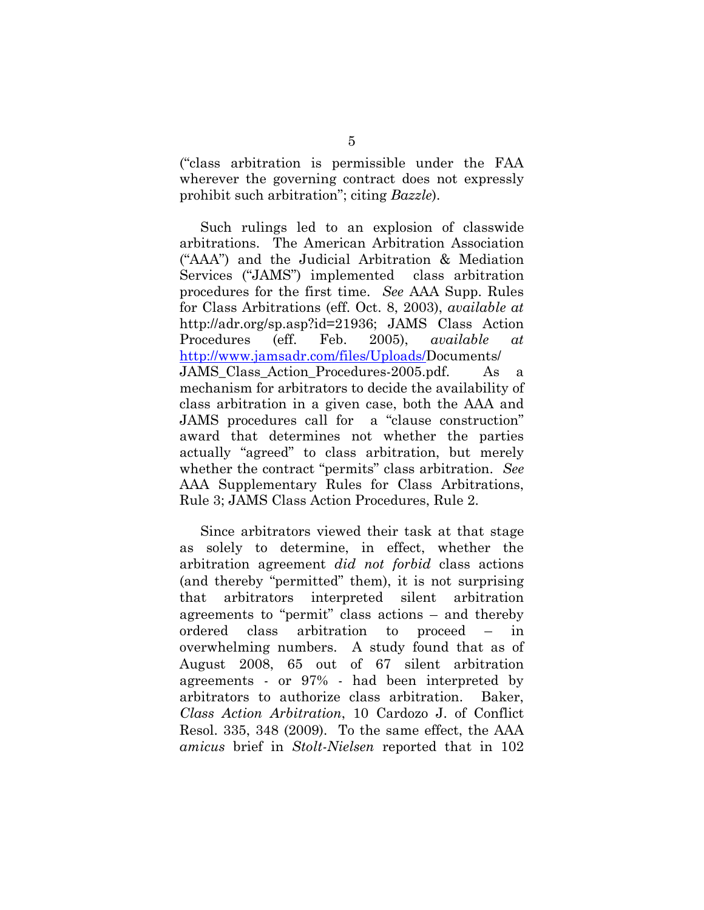("class arbitration is permissible under the FAA wherever the governing contract does not expressly prohibit such arbitration"; citing *Bazzle*).

Such rulings led to an explosion of classwide arbitrations. The American Arbitration Association ("AAA") and the Judicial Arbitration & Mediation Services ("JAMS") implemented class arbitration procedures for the first time. *See* AAA Supp. Rules for Class Arbitrations (eff. Oct. 8, 2003), *available at* http://adr.org/sp.asp?id=21936; JAMS Class Action Procedures (eff. Feb. 2005), *available at* http://www.jamsadr.com/files/Uploads/Documents/JAMS_Class_Action_Procedures-2005.pdf. As a mechanism for arbitrators to decide the availability of class arbitration in a given case, both the AAA and JAMS procedures call for a "clause construction" award that determines not whether the parties actually "agreed" to class arbitration, but merely whether the contract "permits" class arbitration. *See* AAA Supplementary Rules for Class Arbitrations, Rule 3; JAMS Class Action Procedures, Rule 2.

Since arbitrators viewed their task at that stage as solely to determine, in effect, whether the arbitration agreement *did not forbid* class actions (and thereby "permitted" them), it is not surprising that arbitrators interpreted silent arbitration agreements to "permit" class actions – and thereby ordered class arbitration to proceed – in overwhelming numbers. A study found that as of August 2008, 65 out of 67 silent arbitration agreements - or 97% - had been interpreted by arbitrators to authorize class arbitration. Baker, *Class Action Arbitration*, 10 Cardozo J. of Conflict Resol. 335, 348 (2009). To the same effect, the AAA *amicus* brief in *Stolt-Nielsen* reported that in 102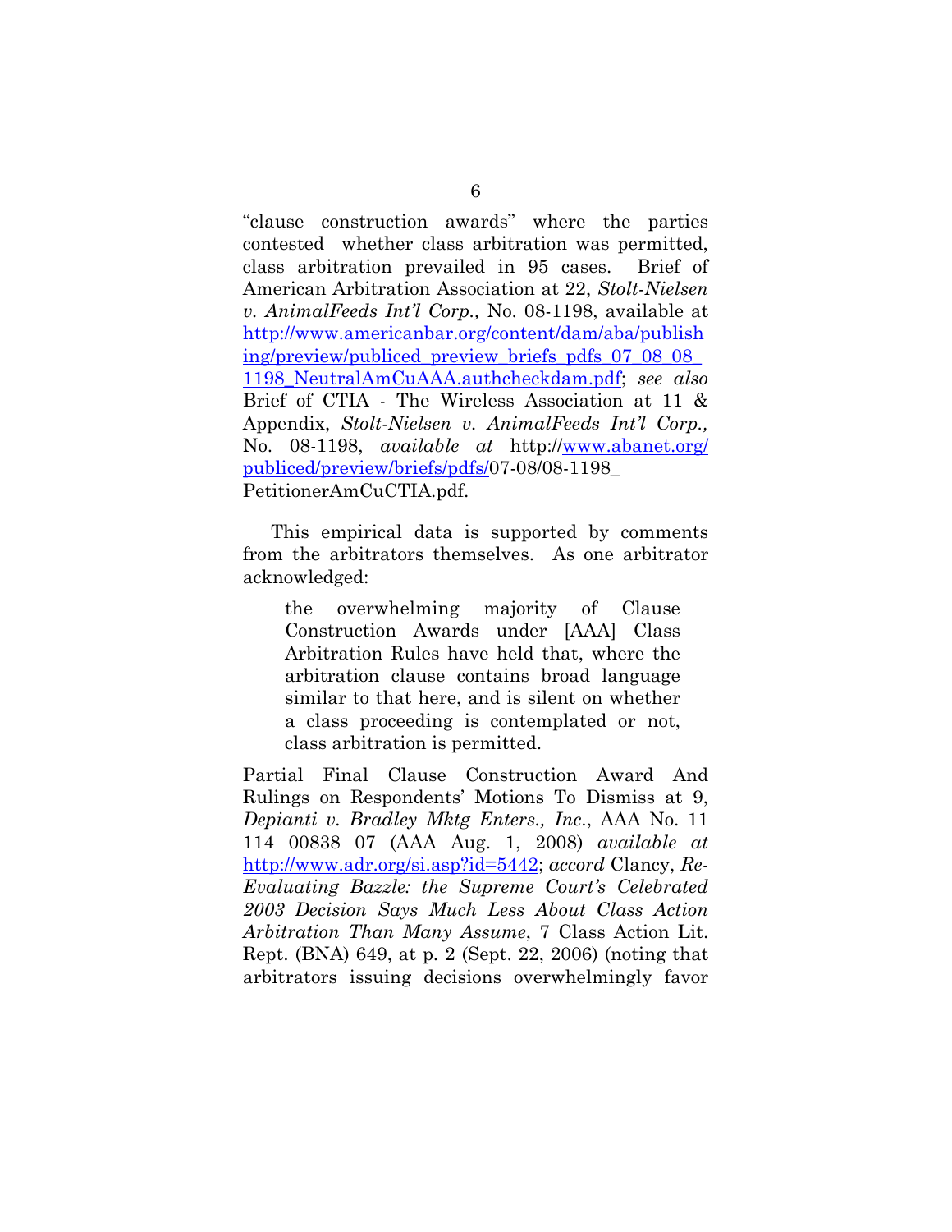"clause construction awards" where the parties contested whether class arbitration was permitted, class arbitration prevailed in 95 cases. Brief of American Arbitration Association at 22, *Stolt-Nielsen v. AnimalFeeds Int'l Corp.,* No. 08-1198, available at http://www.americanbar.org/content/dam/aba/publishing/preview/publiced_preview_briefs_pdfs_07_08_08_1198_NeutralAmCuAAA.authcheckdam.pdf; *see also* Brief of CTIA - The Wireless Association at 11 & Appendix, *Stolt-Nielsen v. AnimalFeeds Int'l Corp.,* No. 08-1198, *available at* http://www.abanet.org/publiced/preview/briefs/pdfs/07-08/08-1198_PetitionerAmCuCTIA.pdf.

This empirical data is supported by comments from the arbitrators themselves. As one arbitrator acknowledged:

> the overwhelming majority of Clause Construction Awards under [AAA] Class Arbitration Rules have held that, where the arbitration clause contains broad language similar to that here, and is silent on whether a class proceeding is contemplated or not, class arbitration is permitted.

Partial Final Clause Construction Award And Rulings on Respondents' Motions To Dismiss at 9, *Depianti v. Bradley Mktg Enters., Inc.*, AAA No. 11 114 00838 07 (AAA Aug. 1, 2008) *available at* http://www.adr.org/si.asp?id=5442; *accord* Clancy, *Re-Evaluating Bazzle: the Supreme Court's Celebrated 2003 Decision Says Much Less About Class Action Arbitration Than Many Assume*, 7 Class Action Lit. Rept. (BNA) 649, at p. 2 (Sept. 22, 2006) (noting that arbitrators issuing decisions overwhelmingly favor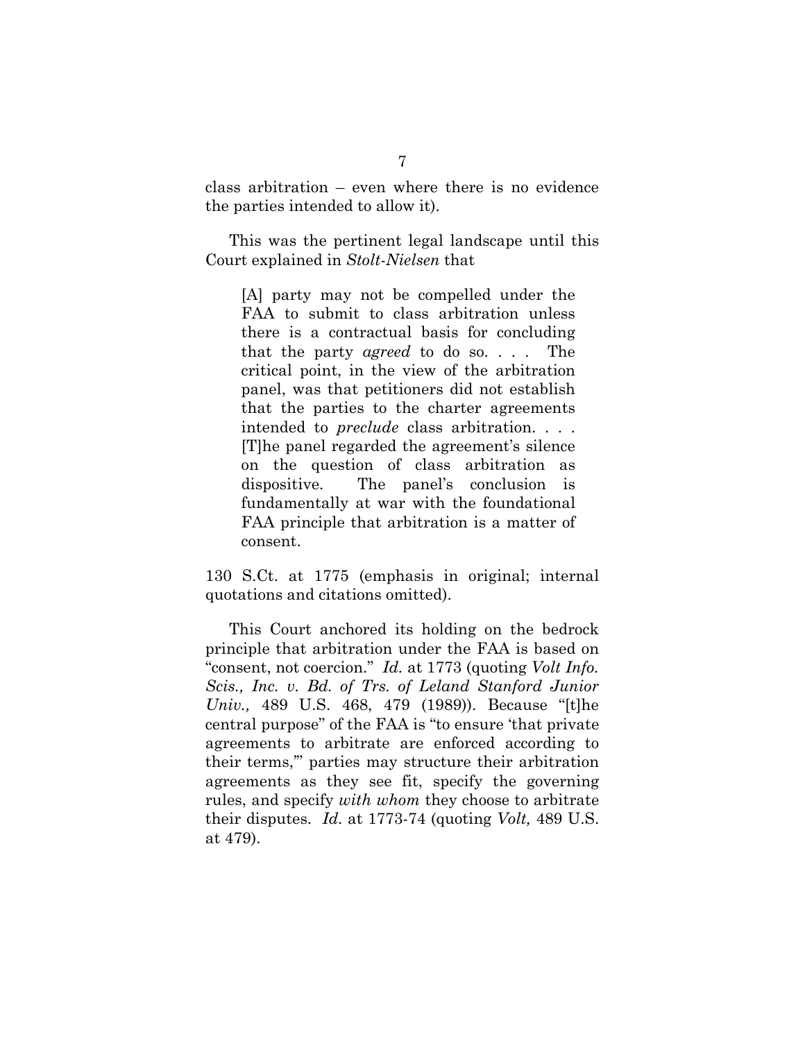class arbitration – even where there is no evidence the parties intended to allow it).

This was the pertinent legal landscape until this Court explained in *Stolt-Nielsen* that

> [A] party may not be compelled under the FAA to submit to class arbitration unless there is a contractual basis for concluding that the party *agreed* to do so. . . . The critical point, in the view of the arbitration panel, was that petitioners did not establish that the parties to the charter agreements intended to *preclude* class arbitration. . . . [T]he panel regarded the agreement's silence on the question of class arbitration as dispositive. The panel's conclusion is fundamentally at war with the foundational FAA principle that arbitration is a matter of consent.

130 S.Ct. at 1775 (emphasis in original; internal quotations and citations omitted).

This Court anchored its holding on the bedrock principle that arbitration under the FAA is based on "consent, not coercion." *Id.* at 1773 (quoting *Volt Info. Scis., Inc. v. Bd. of Trs. of Leland Stanford Junior Univ.,* 489 U.S. 468, 479 (1989)). Because "[t]he central purpose" of the FAA is "to ensure 'that private agreements to arbitrate are enforced according to their terms,'" parties may structure their arbitration agreements as they see fit, specify the governing rules, and specify *with whom* they choose to arbitrate their disputes. *Id.* at 1773-74 (quoting *Volt,* 489 U.S. at 479).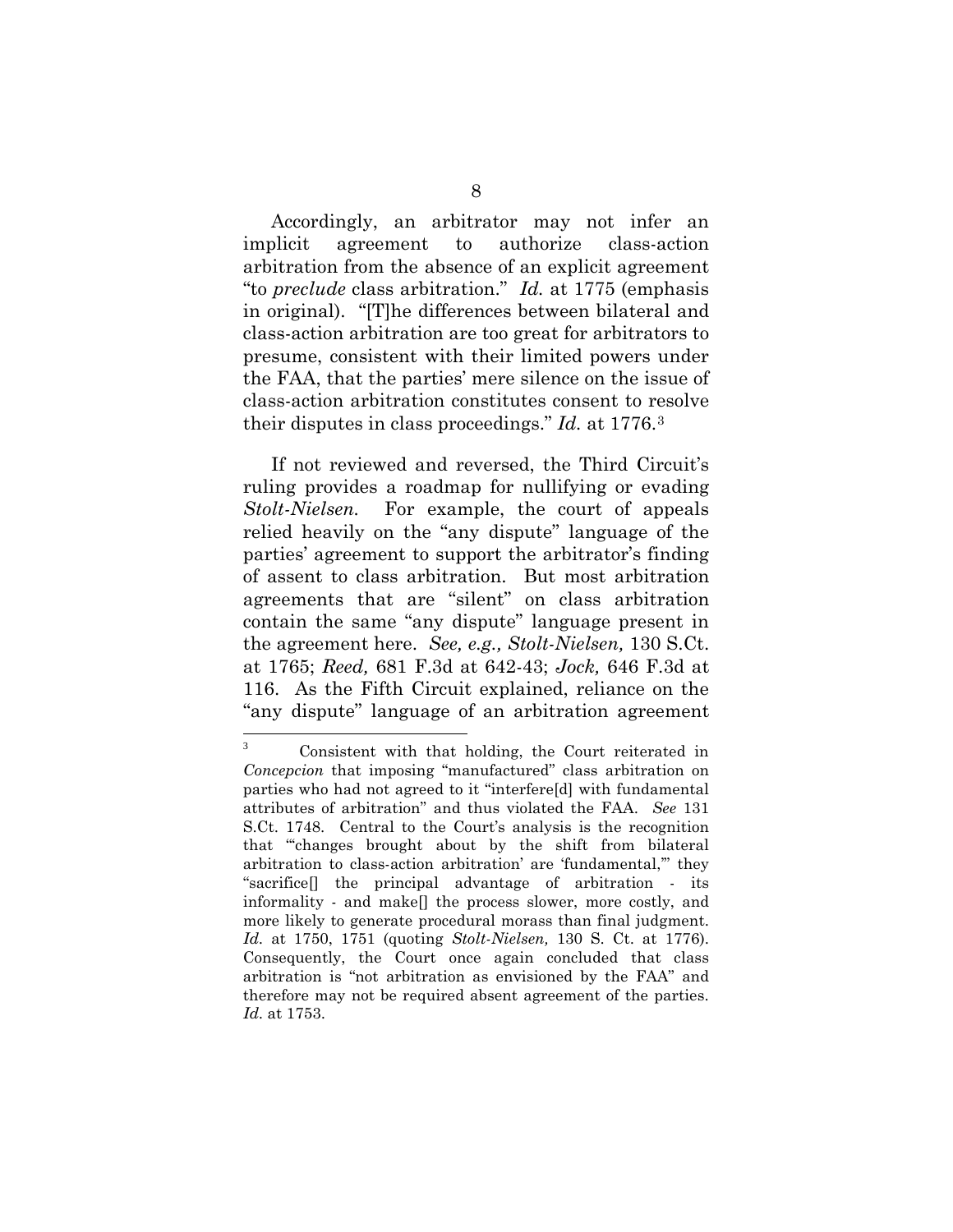Accordingly, an arbitrator may not infer an implicit agreement to authorize class-action arbitration from the absence of an explicit agreement "to *preclude* class arbitration." *Id.* at 1775 (emphasis in original). "[T]he differences between bilateral and class-action arbitration are too great for arbitrators to presume, consistent with their limited powers under the FAA, that the parties' mere silence on the issue of class-action arbitration constitutes consent to resolve their disputes in class proceedings." *Id.* at 1776.[3]

If not reviewed and reversed, the Third Circuit's ruling provides a roadmap for nullifying or evading *Stolt-Nielsen.* For example, the court of appeals relied heavily on the "any dispute" language of the parties' agreement to support the arbitrator's finding of assent to class arbitration. But most arbitration agreements that are "silent" on class arbitration contain the same "any dispute" language present in the agreement here. *See, e.g., Stolt-Nielsen,* 130 S.Ct. at 1765; *Reed,* 681 F.3d at 642-43; *Jock,* 646 F.3d at 116. As the Fifth Circuit explained, reliance on the "any dispute" language of an arbitration agreement

---

[3] Consistent with that holding, the Court reiterated in *Concepcion* that imposing "manufactured" class arbitration on parties who had not agreed to it "interfere[d] with fundamental attributes of arbitration" and thus violated the FAA. *See* 131 S.Ct. 1748. Central to the Court's analysis is the recognition that "'changes brought about by the shift from bilateral arbitration to class-action arbitration' are 'fundamental,'" they "sacrifice[] the principal advantage of arbitration - its informality - and make[] the process slower, more costly, and more likely to generate procedural morass than final judgment. *Id.* at 1750, 1751 (quoting *Stolt-Nielsen,* 130 S. Ct. at 1776). Consequently, the Court once again concluded that class arbitration is "not arbitration as envisioned by the FAA" and therefore may not be required absent agreement of the parties. *Id.* at 1753.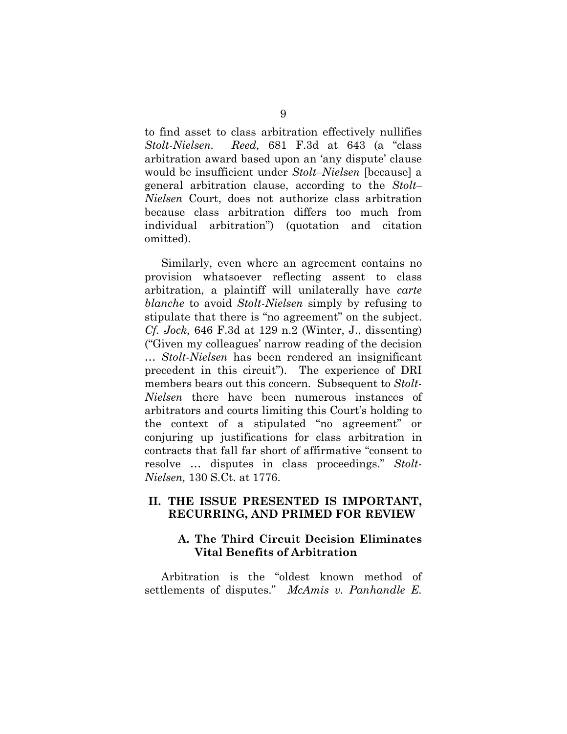to find asset to class arbitration effectively nullifies *Stolt-Nielsen.* *Reed,* 681 F.3d at 643 (a "class arbitration award based upon an 'any dispute' clause would be insufficient under *Stolt–Nielsen* [because] a general arbitration clause, according to the *Stolt–Nielsen* Court, does not authorize class arbitration because class arbitration differs too much from individual arbitration") (quotation and citation omitted).

Similarly, even where an agreement contains no provision whatsoever reflecting assent to class arbitration, a plaintiff will unilaterally have *carte blanche* to avoid *Stolt-Nielsen* simply by refusing to stipulate that there is "no agreement" on the subject. *Cf. Jock,* 646 F.3d at 129 n.2 (Winter, J., dissenting) ("Given my colleagues' narrow reading of the decision … *Stolt-Nielsen* has been rendered an insignificant precedent in this circuit"). The experience of DRI members bears out this concern. Subsequent to *Stolt-Nielsen* there have been numerous instances of arbitrators and courts limiting this Court's holding to the context of a stipulated "no agreement" or conjuring up justifications for class arbitration in contracts that fall far short of affirmative "consent to resolve … disputes in class proceedings." *Stolt-Nielsen,* 130 S.Ct. at 1776.

## II. THE ISSUE PRESENTED IS IMPORTANT, RECURRING, AND PRIMED FOR REVIEW

### A. The Third Circuit Decision Eliminates Vital Benefits of Arbitration

Arbitration is the "oldest known method of settlements of disputes." *McAmis v. Panhandle E.*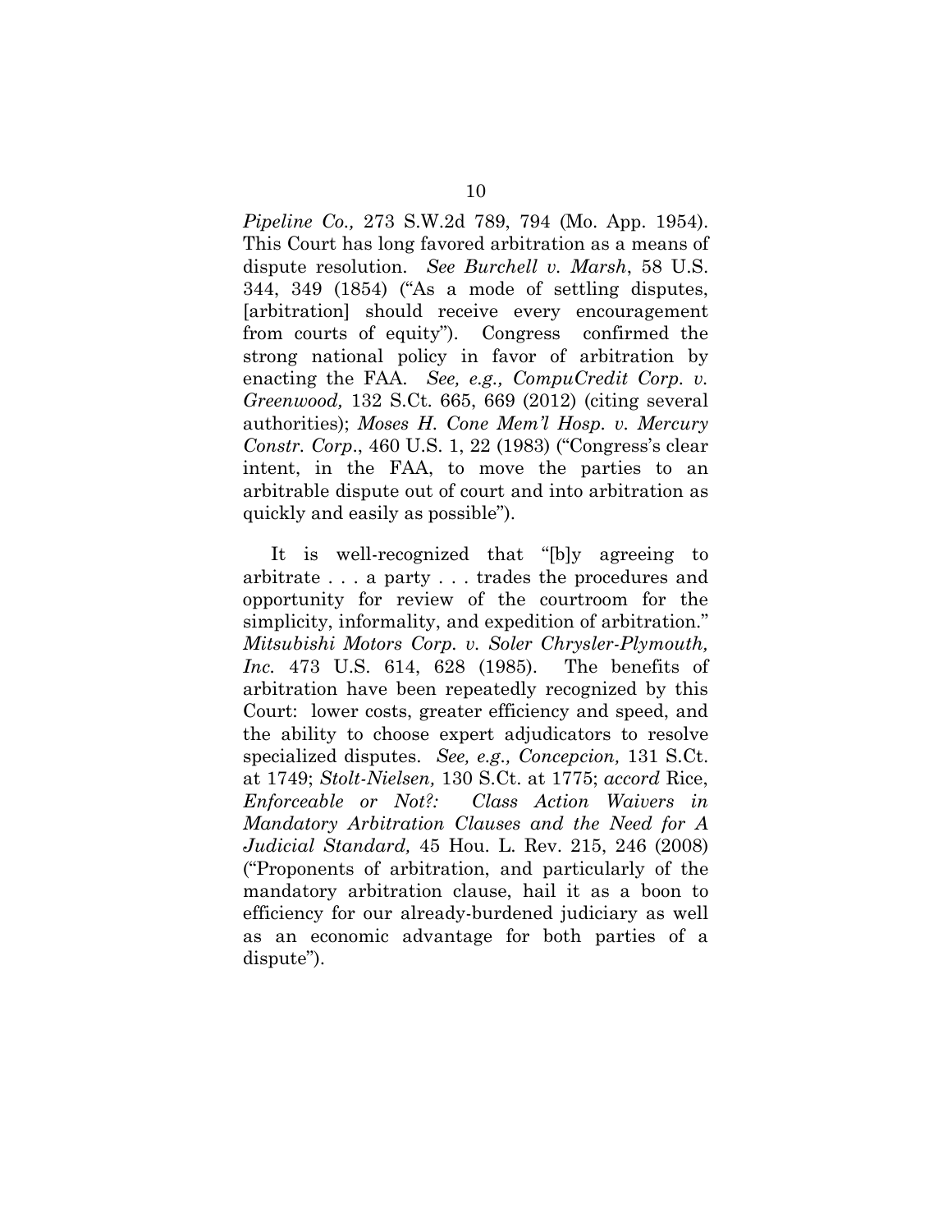*Pipeline Co.,* 273 S.W.2d 789, 794 (Mo. App. 1954). This Court has long favored arbitration as a means of dispute resolution. *See Burchell v. Marsh*, 58 U.S. 344, 349 (1854) ("As a mode of settling disputes, [arbitration] should receive every encouragement from courts of equity"). Congress confirmed the strong national policy in favor of arbitration by enacting the FAA. *See, e.g., CompuCredit Corp. v. Greenwood,* 132 S.Ct. 665, 669 (2012) (citing several authorities); *Moses H. Cone Mem'l Hosp. v. Mercury Constr. Corp*., 460 U.S. 1, 22 (1983) ("Congress's clear intent, in the FAA, to move the parties to an arbitrable dispute out of court and into arbitration as quickly and easily as possible").

It is well-recognized that "[b]y agreeing to arbitrate . . . a party . . . trades the procedures and opportunity for review of the courtroom for the simplicity, informality, and expedition of arbitration." *Mitsubishi Motors Corp. v. Soler Chrysler-Plymouth, Inc.* 473 U.S. 614, 628 (1985). The benefits of arbitration have been repeatedly recognized by this Court: lower costs, greater efficiency and speed, and the ability to choose expert adjudicators to resolve specialized disputes. *See, e.g., Concepcion,* 131 S.Ct. at 1749; *Stolt-Nielsen,* 130 S.Ct. at 1775; *accord* Rice, *Enforceable or Not?: Class Action Waivers in Mandatory Arbitration Clauses and the Need for A Judicial Standard,* 45 Hou. L. Rev. 215, 246 (2008) ("Proponents of arbitration, and particularly of the mandatory arbitration clause, hail it as a boon to efficiency for our already-burdened judiciary as well as an economic advantage for both parties of a dispute").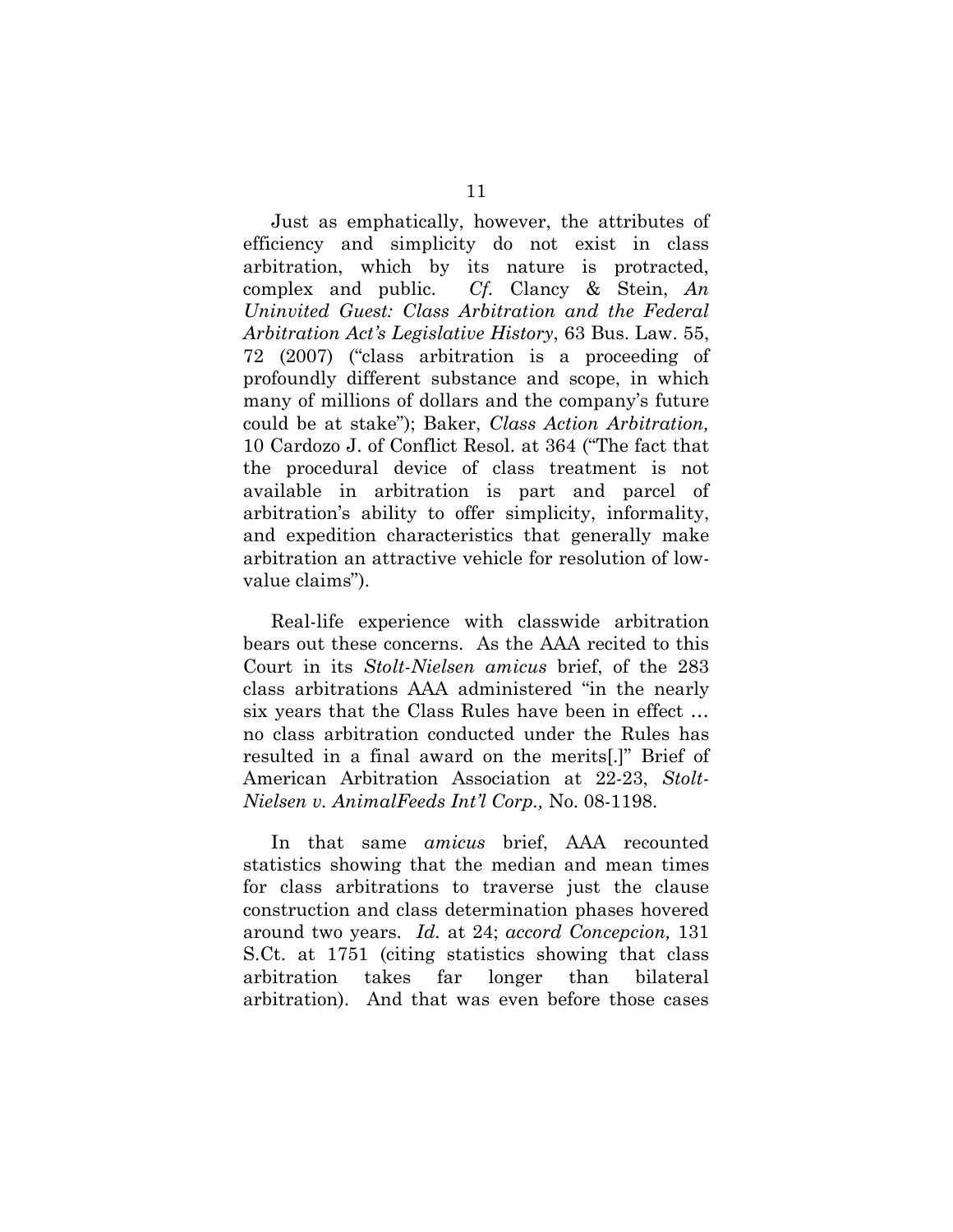Just as emphatically, however, the attributes of efficiency and simplicity do not exist in class arbitration, which by its nature is protracted, complex and public. *Cf.* Clancy & Stein, *An Uninvited Guest: Class Arbitration and the Federal Arbitration Act's Legislative History*, 63 Bus. Law. 55, 72 (2007) ("class arbitration is a proceeding of profoundly different substance and scope, in which many of millions of dollars and the company's future could be at stake"); Baker, *Class Action Arbitration,* 10 Cardozo J. of Conflict Resol. at 364 ("The fact that the procedural device of class treatment is not available in arbitration is part and parcel of arbitration's ability to offer simplicity, informality, and expedition characteristics that generally make arbitration an attractive vehicle for resolution of low-value claims").

Real-life experience with classwide arbitration bears out these concerns. As the AAA recited to this Court in its *Stolt-Nielsen amicus* brief, of the 283 class arbitrations AAA administered "in the nearly six years that the Class Rules have been in effect … no class arbitration conducted under the Rules has resulted in a final award on the merits[.]" Brief of American Arbitration Association at 22-23, *Stolt-Nielsen v. AnimalFeeds Int'l Corp.,* No. 08-1198.

In that same *amicus* brief, AAA recounted statistics showing that the median and mean times for class arbitrations to traverse just the clause construction and class determination phases hovered around two years. *Id.* at 24; *accord Concepcion,* 131 S.Ct. at 1751 (citing statistics showing that class arbitration takes far longer than bilateral arbitration). And that was even before those cases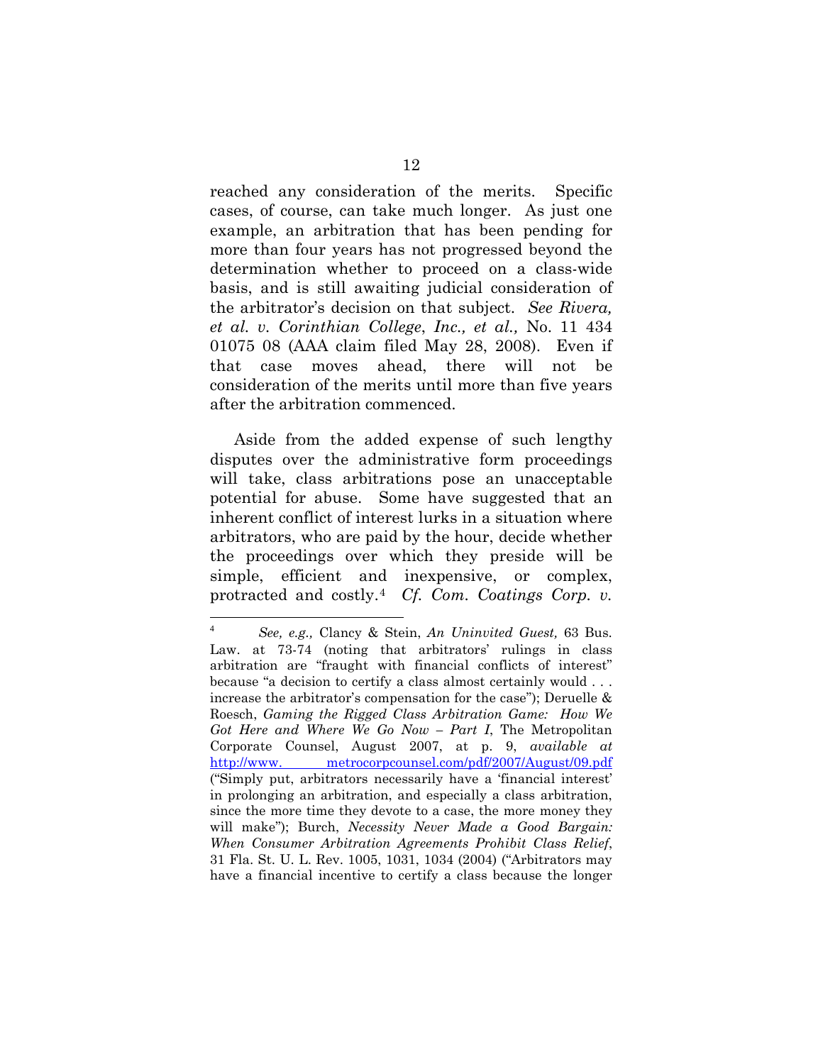reached any consideration of the merits. Specific cases, of course, can take much longer. As just one example, an arbitration that has been pending for more than four years has not progressed beyond the determination whether to proceed on a class-wide basis, and is still awaiting judicial consideration of the arbitrator's decision on that subject. *See Rivera, et al. v. Corinthian College, Inc., et al.,* No. 11 434 01075 08 (AAA claim filed May 28, 2008). Even if that case moves ahead, there will not be consideration of the merits until more than five years after the arbitration commenced.

Aside from the added expense of such lengthy disputes over the administrative form proceedings will take, class arbitrations pose an unacceptable potential for abuse. Some have suggested that an inherent conflict of interest lurks in a situation where arbitrators, who are paid by the hour, decide whether the proceedings over which they preside will be simple, efficient and inexpensive, or complex, protracted and costly.[4] *Cf. Com. Coatings Corp. v.*

---

[4] *See, e.g.,* Clancy & Stein, *An Uninvited Guest,* 63 Bus. Law. at 73-74 (noting that arbitrators' rulings in class arbitration are "fraught with financial conflicts of interest" because "a decision to certify a class almost certainly would . . . increase the arbitrator's compensation for the case"); Deruelle & Roesch, *Gaming the Rigged Class Arbitration Game: How We Got Here and Where We Go Now – Part I*, The Metropolitan Corporate Counsel, August 2007, at p. 9, *available at* http://www. metrocorpcounsel.com/pdf/2007/August/09.pdf ("Simply put, arbitrators necessarily have a 'financial interest' in prolonging an arbitration, and especially a class arbitration, since the more time they devote to a case, the more money they will make"); Burch, *Necessity Never Made a Good Bargain: When Consumer Arbitration Agreements Prohibit Class Relief*, 31 Fla. St. U. L. Rev. 1005, 1031, 1034 (2004) ("Arbitrators may have a financial incentive to certify a class because the longer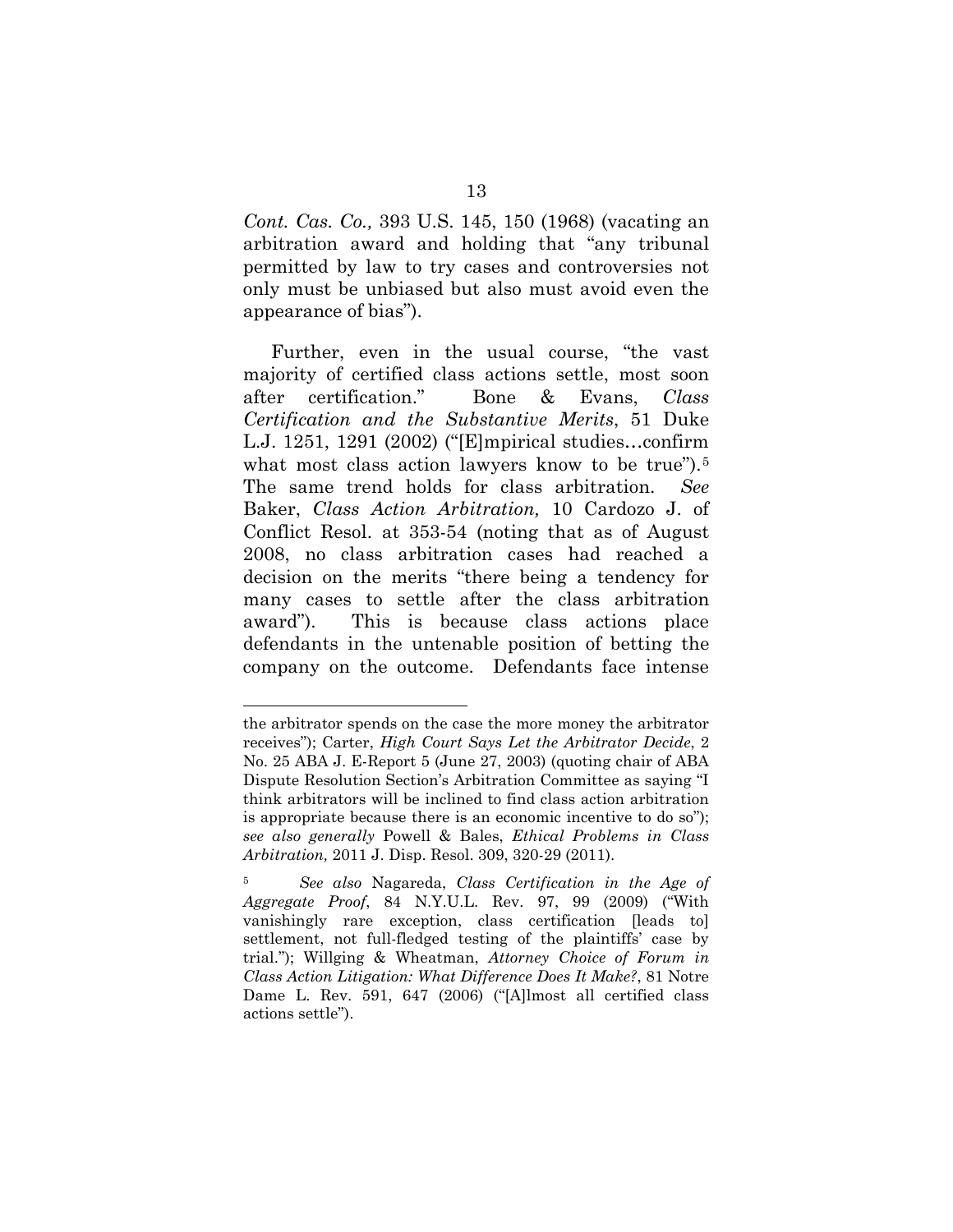*Cont. Cas. Co.,* 393 U.S. 145, 150 (1968) (vacating an arbitration award and holding that "any tribunal permitted by law to try cases and controversies not only must be unbiased but also must avoid even the appearance of bias").

Further, even in the usual course, "the vast majority of certified class actions settle, most soon after certification." Bone & Evans, *Class Certification and the Substantive Merits*, 51 Duke L.J. 1251, 1291 (2002) ("[E]mpirical studies…confirm what most class action lawyers know to be true").[5] The same trend holds for class arbitration. *See* Baker, *Class Action Arbitration,* 10 Cardozo J. of Conflict Resol. at 353-54 (noting that as of August 2008, no class arbitration cases had reached a decision on the merits "there being a tendency for many cases to settle after the class arbitration award"). This is because class actions place defendants in the untenable position of betting the company on the outcome. Defendants face intense

---

the arbitrator spends on the case the more money the arbitrator receives"); Carter, *High Court Says Let the Arbitrator Decide*, 2 No. 25 ABA J. E-Report 5 (June 27, 2003) (quoting chair of ABA Dispute Resolution Section's Arbitration Committee as saying "I think arbitrators will be inclined to find class action arbitration is appropriate because there is an economic incentive to do so"); *see also generally* Powell & Bales, *Ethical Problems in Class Arbitration,* 2011 J. Disp. Resol. 309, 320-29 (2011).

[5] *See also* Nagareda, *Class Certification in the Age of Aggregate Proof*, 84 N.Y.U.L. Rev. 97, 99 (2009) ("With vanishingly rare exception, class certification [leads to] settlement, not full-fledged testing of the plaintiffs' case by trial."); Willging & Wheatman, *Attorney Choice of Forum in Class Action Litigation: What Difference Does It Make?*, 81 Notre Dame L. Rev. 591, 647 (2006) ("[A]lmost all certified class actions settle").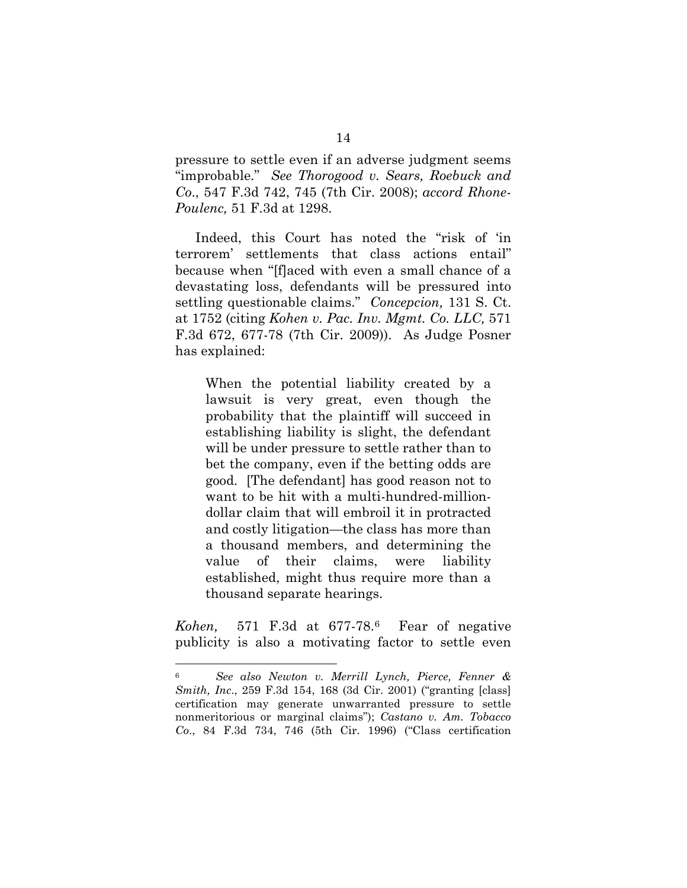pressure to settle even if an adverse judgment seems "improbable." *See Thorogood v. Sears, Roebuck and Co.*, 547 F.3d 742, 745 (7th Cir. 2008); *accord Rhone-Poulenc,* 51 F.3d at 1298.

Indeed, this Court has noted the "risk of 'in terrorem' settlements that class actions entail" because when "[f]aced with even a small chance of a devastating loss, defendants will be pressured into settling questionable claims." *Concepcion,* 131 S. Ct. at 1752 (citing *Kohen v. Pac. Inv. Mgmt. Co. LLC,* 571 F.3d 672, 677-78 (7th Cir. 2009)). As Judge Posner has explained:

> When the potential liability created by a lawsuit is very great, even though the probability that the plaintiff will succeed in establishing liability is slight, the defendant will be under pressure to settle rather than to bet the company, even if the betting odds are good. [The defendant] has good reason not to want to be hit with a multi-hundred-million-dollar claim that will embroil it in protracted and costly litigation—the class has more than a thousand members, and determining the value of their claims, were liability established, might thus require more than a thousand separate hearings.

*Kohen,* 571 F.3d at 677-78.[6] Fear of negative publicity is also a motivating factor to settle even

---

[6] *See also Newton v. Merrill Lynch, Pierce, Fenner & Smith, Inc.*, 259 F.3d 154, 168 (3d Cir. 2001) ("granting [class] certification may generate unwarranted pressure to settle nonmeritorious or marginal claims"); *Castano v. Am. Tobacco Co.*, 84 F.3d 734, 746 (5th Cir. 1996) ("Class certification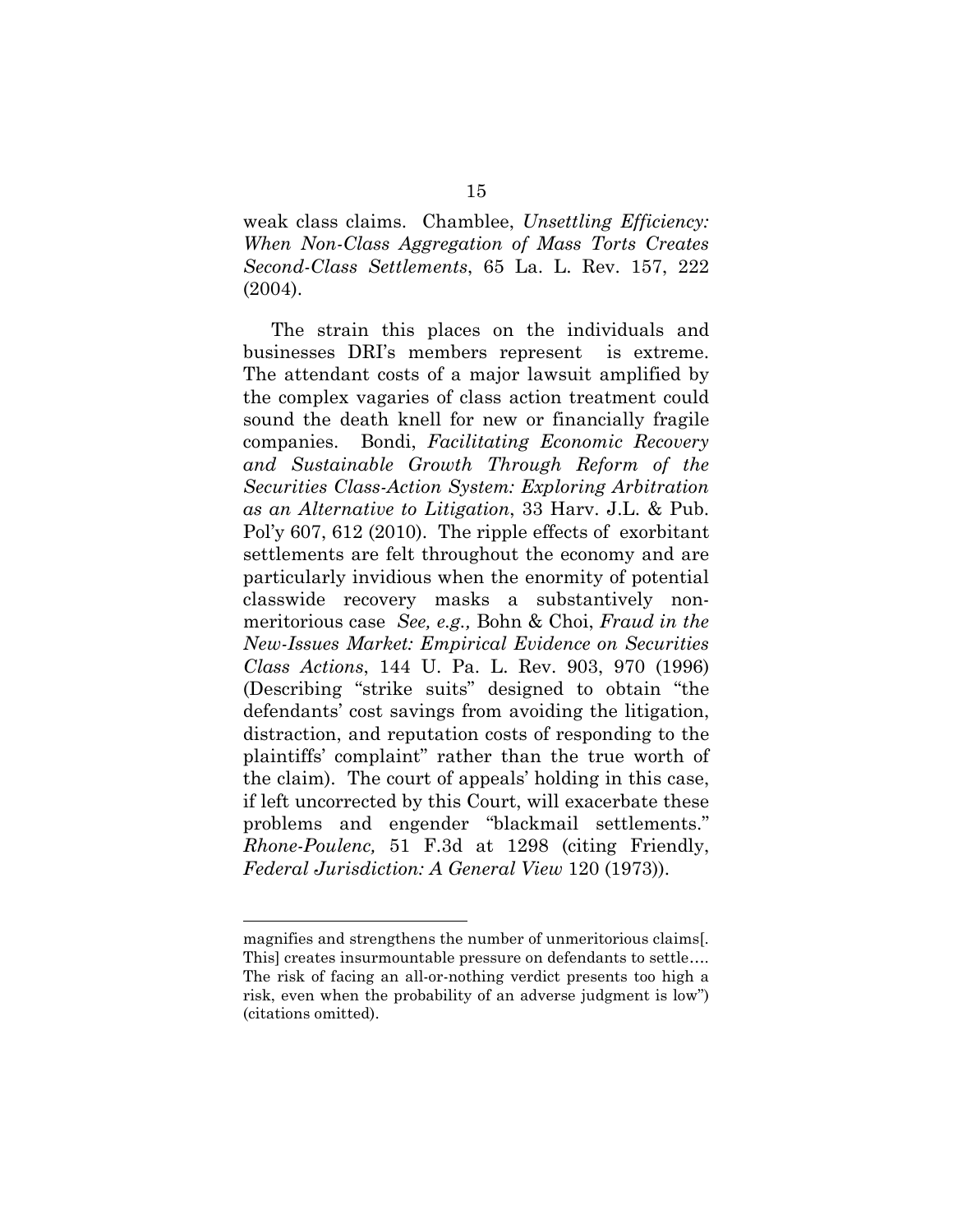weak class claims. Chamblee, *Unsettling Efficiency: When Non-Class Aggregation of Mass Torts Creates Second-Class Settlements*, 65 La. L. Rev. 157, 222 (2004).

The strain this places on the individuals and businesses DRI's members represent is extreme. The attendant costs of a major lawsuit amplified by the complex vagaries of class action treatment could sound the death knell for new or financially fragile companies. Bondi, *Facilitating Economic Recovery and Sustainable Growth Through Reform of the Securities Class-Action System: Exploring Arbitration as an Alternative to Litigation*, 33 Harv. J.L. & Pub. Pol'y 607, 612 (2010). The ripple effects of exorbitant settlements are felt throughout the economy and are particularly invidious when the enormity of potential classwide recovery masks a substantively non-meritorious case *See, e.g.,* Bohn & Choi, *Fraud in the New-Issues Market: Empirical Evidence on Securities Class Actions*, 144 U. Pa. L. Rev. 903, 970 (1996) (Describing "strike suits" designed to obtain "the defendants' cost savings from avoiding the litigation, distraction, and reputation costs of responding to the plaintiffs' complaint" rather than the true worth of the claim). The court of appeals' holding in this case, if left uncorrected by this Court, will exacerbate these problems and engender "blackmail settlements." *Rhone-Poulenc,* 51 F.3d at 1298 (citing Friendly, *Federal Jurisdiction: A General View* 120 (1973)).

---

magnifies and strengthens the number of unmeritorious claims[. This] creates insurmountable pressure on defendants to settle…. The risk of facing an all-or-nothing verdict presents too high a risk, even when the probability of an adverse judgment is low") (citations omitted).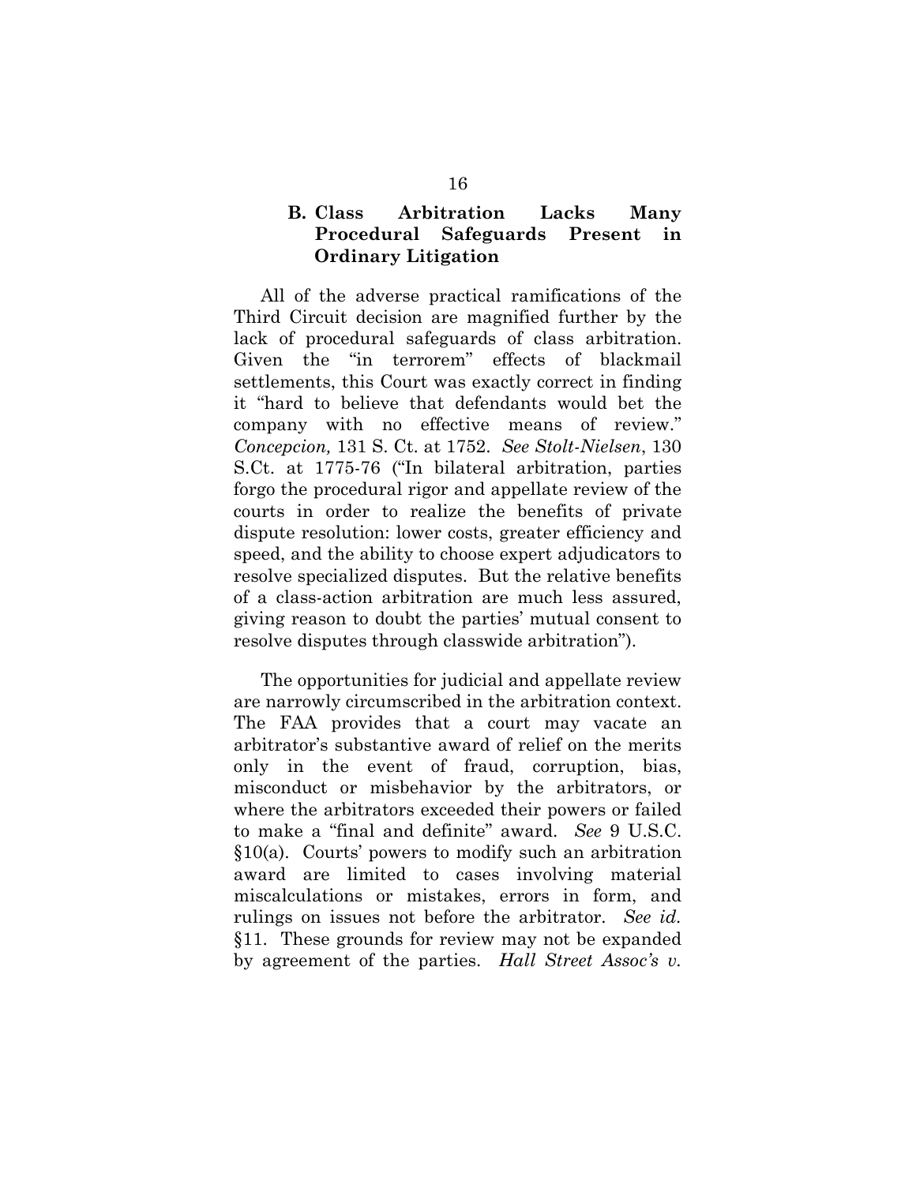### B. Class Arbitration Lacks Many Procedural Safeguards Present in Ordinary Litigation

All of the adverse practical ramifications of the Third Circuit decision are magnified further by the lack of procedural safeguards of class arbitration. Given the "in terrorem" effects of blackmail settlements, this Court was exactly correct in finding it "hard to believe that defendants would bet the company with no effective means of review." *Concepcion,* 131 S. Ct. at 1752. *See Stolt-Nielsen*, 130 S.Ct. at 1775-76 ("In bilateral arbitration, parties forgo the procedural rigor and appellate review of the courts in order to realize the benefits of private dispute resolution: lower costs, greater efficiency and speed, and the ability to choose expert adjudicators to resolve specialized disputes. But the relative benefits of a class-action arbitration are much less assured, giving reason to doubt the parties' mutual consent to resolve disputes through classwide arbitration").

The opportunities for judicial and appellate review are narrowly circumscribed in the arbitration context. The FAA provides that a court may vacate an arbitrator's substantive award of relief on the merits only in the event of fraud, corruption, bias, misconduct or misbehavior by the arbitrators, or where the arbitrators exceeded their powers or failed to make a "final and definite" award. *See* 9 U.S.C. §10(a). Courts' powers to modify such an arbitration award are limited to cases involving material miscalculations or mistakes, errors in form, and rulings on issues not before the arbitrator. *See id.* §11. These grounds for review may not be expanded by agreement of the parties. *Hall Street Assoc's v.*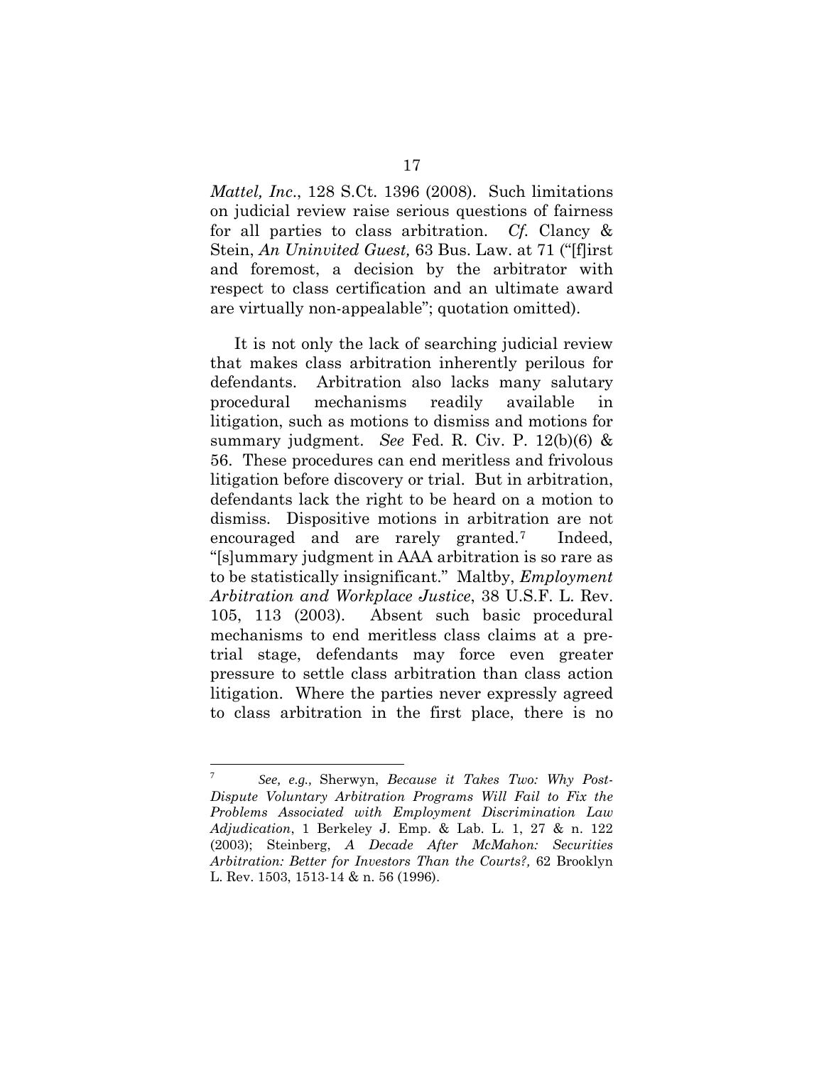*Mattel, Inc*., 128 S.Ct. 1396 (2008). Such limitations on judicial review raise serious questions of fairness for all parties to class arbitration. *Cf.* Clancy & Stein, *An Uninvited Guest,* 63 Bus. Law. at 71 ("[f]irst and foremost, a decision by the arbitrator with respect to class certification and an ultimate award are virtually non-appealable"; quotation omitted).

It is not only the lack of searching judicial review that makes class arbitration inherently perilous for defendants. Arbitration also lacks many salutary procedural mechanisms readily available in litigation, such as motions to dismiss and motions for summary judgment. *See* Fed. R. Civ. P. 12(b)(6) & 56. These procedures can end meritless and frivolous litigation before discovery or trial. But in arbitration, defendants lack the right to be heard on a motion to dismiss. Dispositive motions in arbitration are not encouraged and are rarely granted.[7] Indeed, "[s]ummary judgment in AAA arbitration is so rare as to be statistically insignificant." Maltby, *Employment Arbitration and Workplace Justice*, 38 U.S.F. L. Rev. 105, 113 (2003). Absent such basic procedural mechanisms to end meritless class claims at a pre-trial stage, defendants may force even greater pressure to settle class arbitration than class action litigation. Where the parties never expressly agreed to class arbitration in the first place, there is no

---

[7] *See, e.g.,* Sherwyn, *Because it Takes Two: Why Post-Dispute Voluntary Arbitration Programs Will Fail to Fix the Problems Associated with Employment Discrimination Law Adjudication*, 1 Berkeley J. Emp. & Lab. L. 1, 27 & n. 122 (2003); Steinberg, *A Decade After McMahon: Securities Arbitration: Better for Investors Than the Courts?,* 62 Brooklyn L. Rev. 1503, 1513-14 & n. 56 (1996).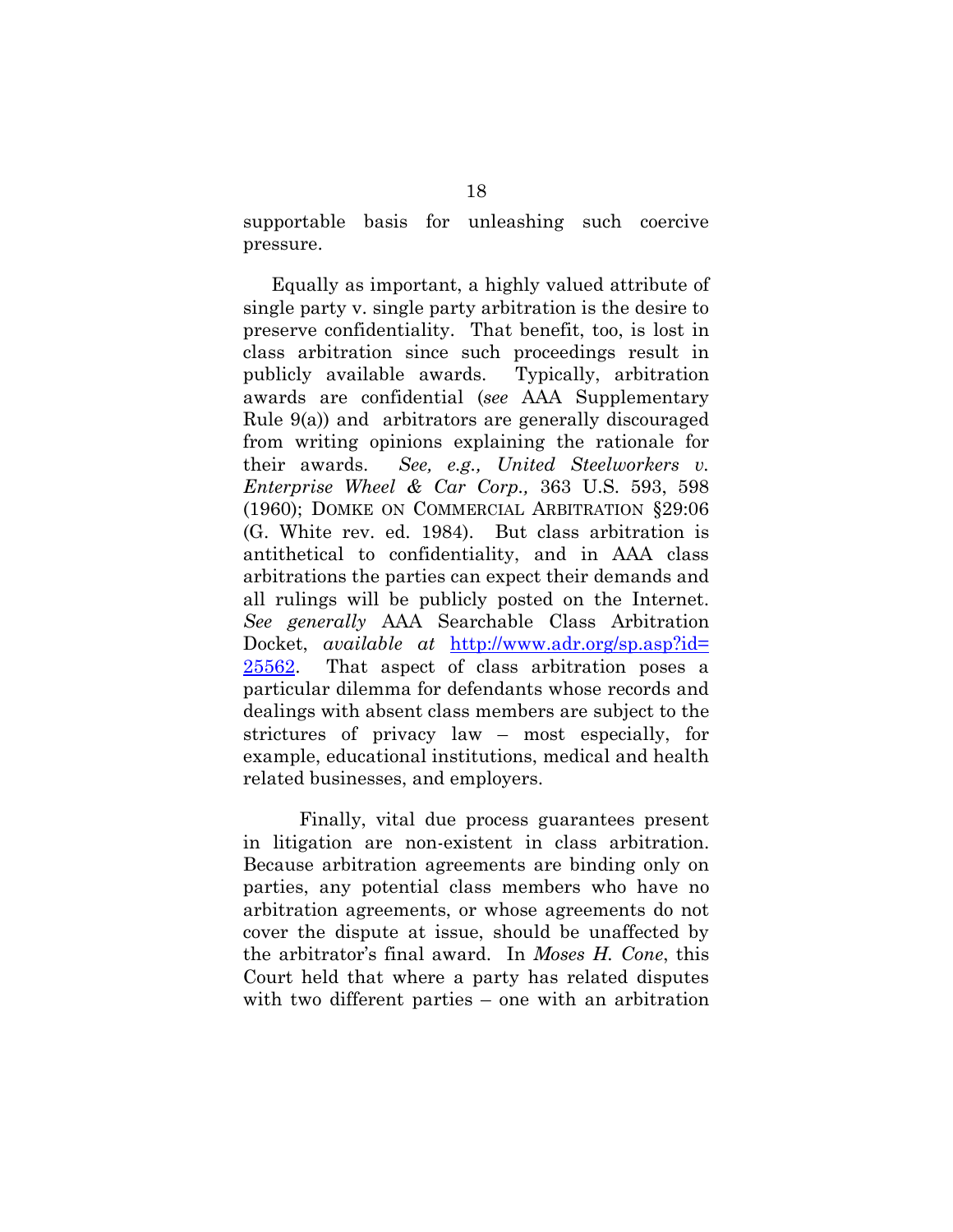supportable basis for unleashing such coercive pressure.

Equally as important, a highly valued attribute of single party v. single party arbitration is the desire to preserve confidentiality. That benefit, too, is lost in class arbitration since such proceedings result in publicly available awards. Typically, arbitration awards are confidential (*see* AAA Supplementary Rule 9(a)) and arbitrators are generally discouraged from writing opinions explaining the rationale for their awards. *See, e.g., United Steelworkers v. Enterprise Wheel & Car Corp.,* 363 U.S. 593, 598 (1960); DOMKE ON COMMERCIAL ARBITRATION §29:06 (G. White rev. ed. 1984). But class arbitration is antithetical to confidentiality, and in AAA class arbitrations the parties can expect their demands and all rulings will be publicly posted on the Internet. *See generally* AAA Searchable Class Arbitration Docket, *available at* [http://www.adr.org/sp.asp?id=25562](http://www.adr.org/sp.asp?id=25562). That aspect of class arbitration poses a particular dilemma for defendants whose records and dealings with absent class members are subject to the strictures of privacy law – most especially, for example, educational institutions, medical and health related businesses, and employers.

Finally, vital due process guarantees present in litigation are non-existent in class arbitration. Because arbitration agreements are binding only on parties, any potential class members who have no arbitration agreements, or whose agreements do not cover the dispute at issue, should be unaffected by the arbitrator's final award. In *Moses H. Cone*, this Court held that where a party has related disputes with two different parties – one with an arbitration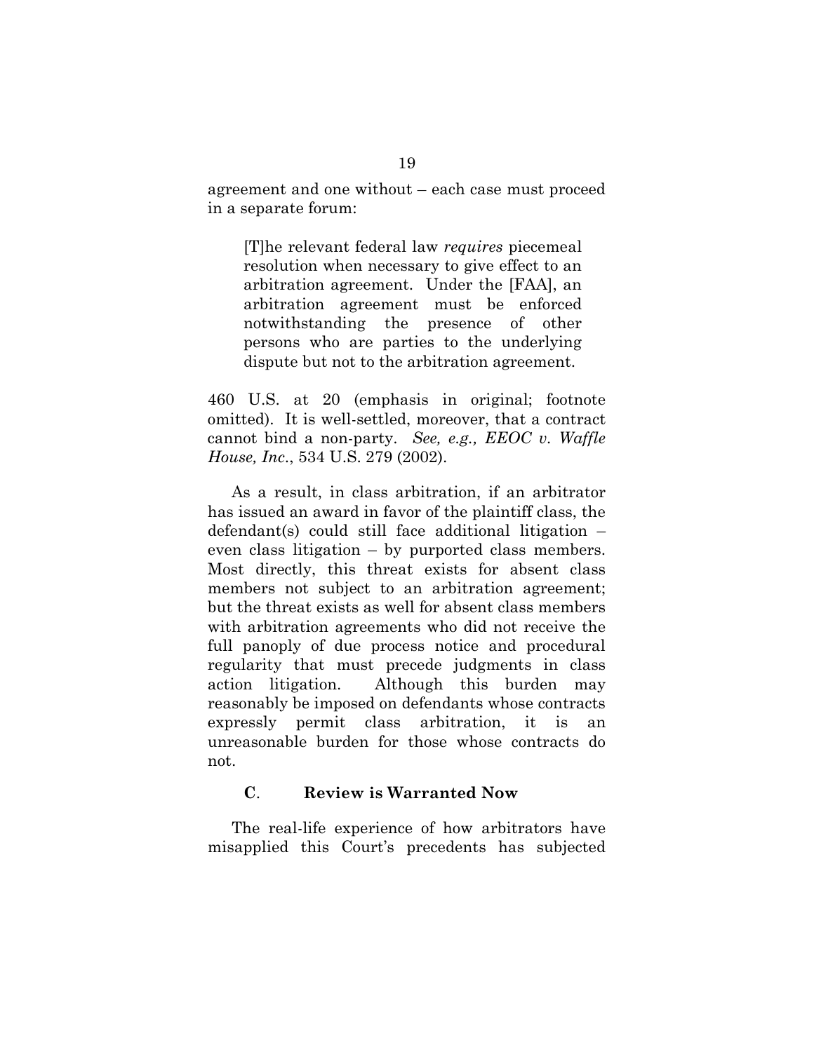agreement and one without – each case must proceed in a separate forum:

> [T]he relevant federal law *requires* piecemeal resolution when necessary to give effect to an arbitration agreement. Under the [FAA], an arbitration agreement must be enforced notwithstanding the presence of other persons who are parties to the underlying dispute but not to the arbitration agreement.

460 U.S. at 20 (emphasis in original; footnote omitted). It is well-settled, moreover, that a contract cannot bind a non-party. *See, e.g., EEOC v. Waffle House, Inc*., 534 U.S. 279 (2002).

As a result, in class arbitration, if an arbitrator has issued an award in favor of the plaintiff class, the defendant(s) could still face additional litigation – even class litigation – by purported class members. Most directly, this threat exists for absent class members not subject to an arbitration agreement; but the threat exists as well for absent class members with arbitration agreements who did not receive the full panoply of due process notice and procedural regularity that must precede judgments in class action litigation. Although this burden may reasonably be imposed on defendants whose contracts expressly permit class arbitration, it is an unreasonable burden for those whose contracts do not.

### **C**. **Review is Warranted Now**

The real-life experience of how arbitrators have misapplied this Court's precedents has subjected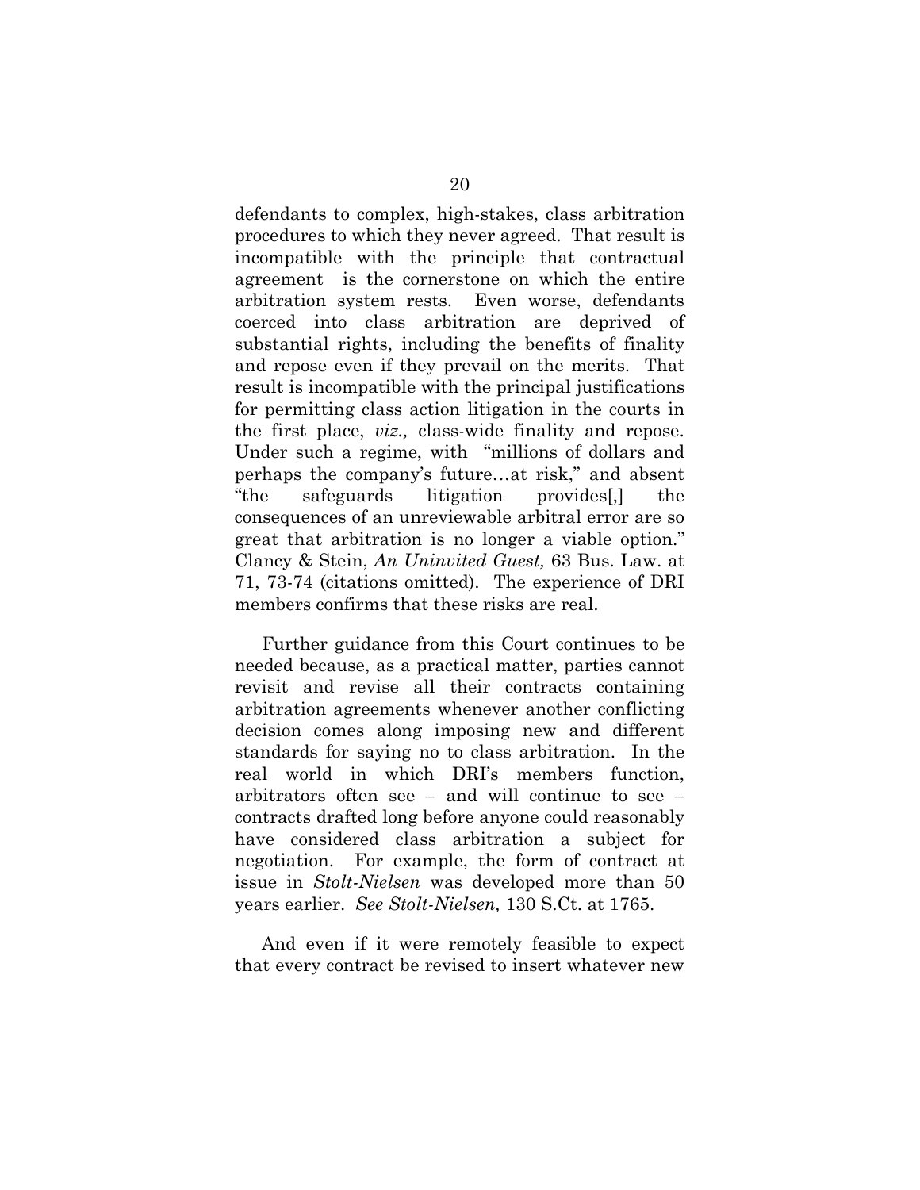defendants to complex, high-stakes, class arbitration procedures to which they never agreed. That result is incompatible with the principle that contractual agreement is the cornerstone on which the entire arbitration system rests. Even worse, defendants coerced into class arbitration are deprived of substantial rights, including the benefits of finality and repose even if they prevail on the merits. That result is incompatible with the principal justifications for permitting class action litigation in the courts in the first place, *viz.,* class-wide finality and repose. Under such a regime, with "millions of dollars and perhaps the company's future…at risk," and absent "the safeguards litigation provides[,] the consequences of an unreviewable arbitral error are so great that arbitration is no longer a viable option." Clancy & Stein, *An Uninvited Guest,* 63 Bus. Law. at 71, 73-74 (citations omitted). The experience of DRI members confirms that these risks are real.

Further guidance from this Court continues to be needed because, as a practical matter, parties cannot revisit and revise all their contracts containing arbitration agreements whenever another conflicting decision comes along imposing new and different standards for saying no to class arbitration. In the real world in which DRI's members function, arbitrators often see – and will continue to see – contracts drafted long before anyone could reasonably have considered class arbitration a subject for negotiation. For example, the form of contract at issue in *Stolt-Nielsen* was developed more than 50 years earlier. *See Stolt-Nielsen,* 130 S.Ct. at 1765.

And even if it were remotely feasible to expect that every contract be revised to insert whatever new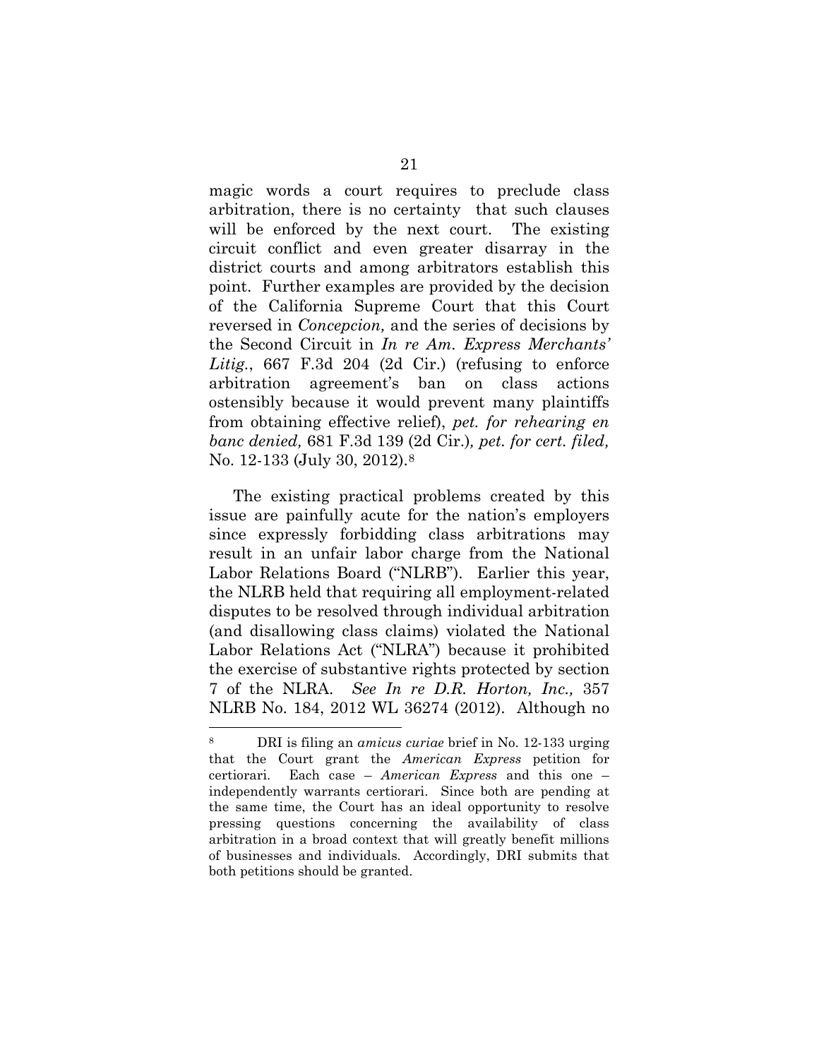magic words a court requires to preclude class arbitration, there is no certainty that such clauses will be enforced by the next court. The existing circuit conflict and even greater disarray in the district courts and among arbitrators establish this point. Further examples are provided by the decision of the California Supreme Court that this Court reversed in *Concepcion,* and the series of decisions by the Second Circuit in *In re Am. Express Merchants' Litig.*, 667 F.3d 204 (2d Cir.) (refusing to enforce arbitration agreement's ban on class actions ostensibly because it would prevent many plaintiffs from obtaining effective relief), *pet. for rehearing en banc denied,* 681 F.3d 139 (2d Cir.), *pet. for cert. filed,* No. 12-133 (July 30, 2012).[8]

The existing practical problems created by this issue are painfully acute for the nation's employers since expressly forbidding class arbitrations may result in an unfair labor charge from the National Labor Relations Board ("NLRB"). Earlier this year, the NLRB held that requiring all employment-related disputes to be resolved through individual arbitration (and disallowing class claims) violated the National Labor Relations Act ("NLRA") because it prohibited the exercise of substantive rights protected by section 7 of the NLRA. *See In re D.R. Horton, Inc.,* 357 NLRB No. 184, 2012 WL 36274 (2012). Although no

---

[8] DRI is filing an *amicus curiae* brief in No. 12-133 urging that the Court grant the *American Express* petition for certiorari. Each case – *American Express* and this one – independently warrants certiorari. Since both are pending at the same time, the Court has an ideal opportunity to resolve pressing questions concerning the availability of class arbitration in a broad context that will greatly benefit millions of businesses and individuals. Accordingly, DRI submits that both petitions should be granted.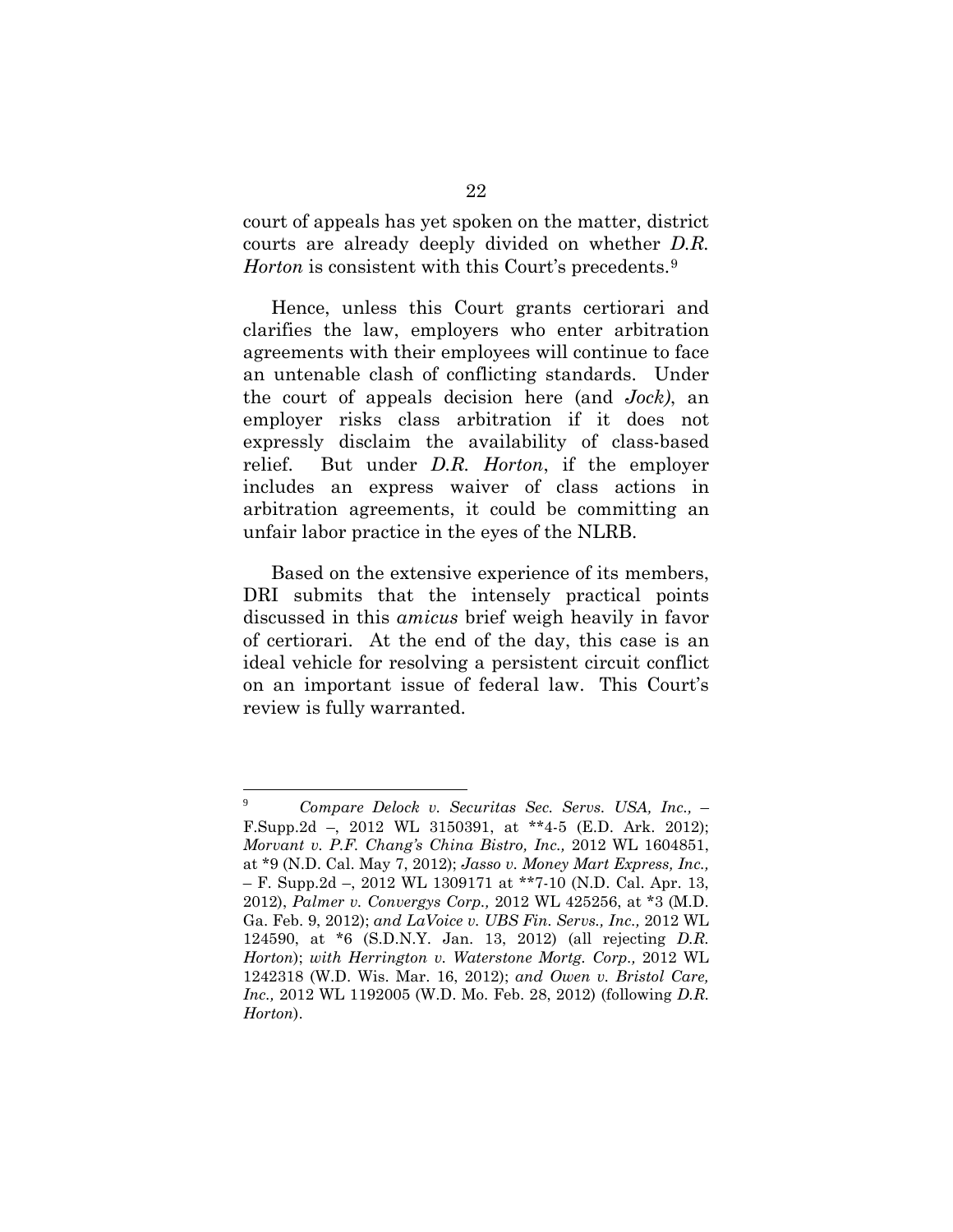court of appeals has yet spoken on the matter, district courts are already deeply divided on whether *D.R. Horton* is consistent with this Court's precedents.[9]

Hence, unless this Court grants certiorari and clarifies the law, employers who enter arbitration agreements with their employees will continue to face an untenable clash of conflicting standards. Under the court of appeals decision here (and *Jock)*, an employer risks class arbitration if it does not expressly disclaim the availability of class-based relief. But under *D.R. Horton*, if the employer includes an express waiver of class actions in arbitration agreements, it could be committing an unfair labor practice in the eyes of the NLRB.

Based on the extensive experience of its members, DRI submits that the intensely practical points discussed in this *amicus* brief weigh heavily in favor of certiorari. At the end of the day, this case is an ideal vehicle for resolving a persistent circuit conflict on an important issue of federal law. This Court's review is fully warranted.

---

[9] *Compare Delock v. Securitas Sec. Servs. USA, Inc.,* – F.Supp.2d –, 2012 WL 3150391, at **4-5 (E.D. Ark. 2012); *Morvant v. P.F. Chang's China Bistro, Inc.,* 2012 WL 1604851, at *9 (N.D. Cal. May 7, 2012); *Jasso v. Money Mart Express, Inc.,* – F. Supp.2d –, 2012 WL 1309171 at **7-10 (N.D. Cal. Apr. 13, 2012), *Palmer v. Convergys Corp.,* 2012 WL 425256, at *3 (M.D. Ga. Feb. 9, 2012); *and LaVoice v. UBS Fin. Servs., Inc.,* 2012 WL 124590, at *6 (S.D.N.Y. Jan. 13, 2012) (all rejecting *D.R. Horton*); *with Herrington v. Waterstone Mortg. Corp.,* 2012 WL 1242318 (W.D. Wis. Mar. 16, 2012); *and Owen v. Bristol Care, Inc.,* 2012 WL 1192005 (W.D. Mo. Feb. 28, 2012) (following *D.R. Horton*).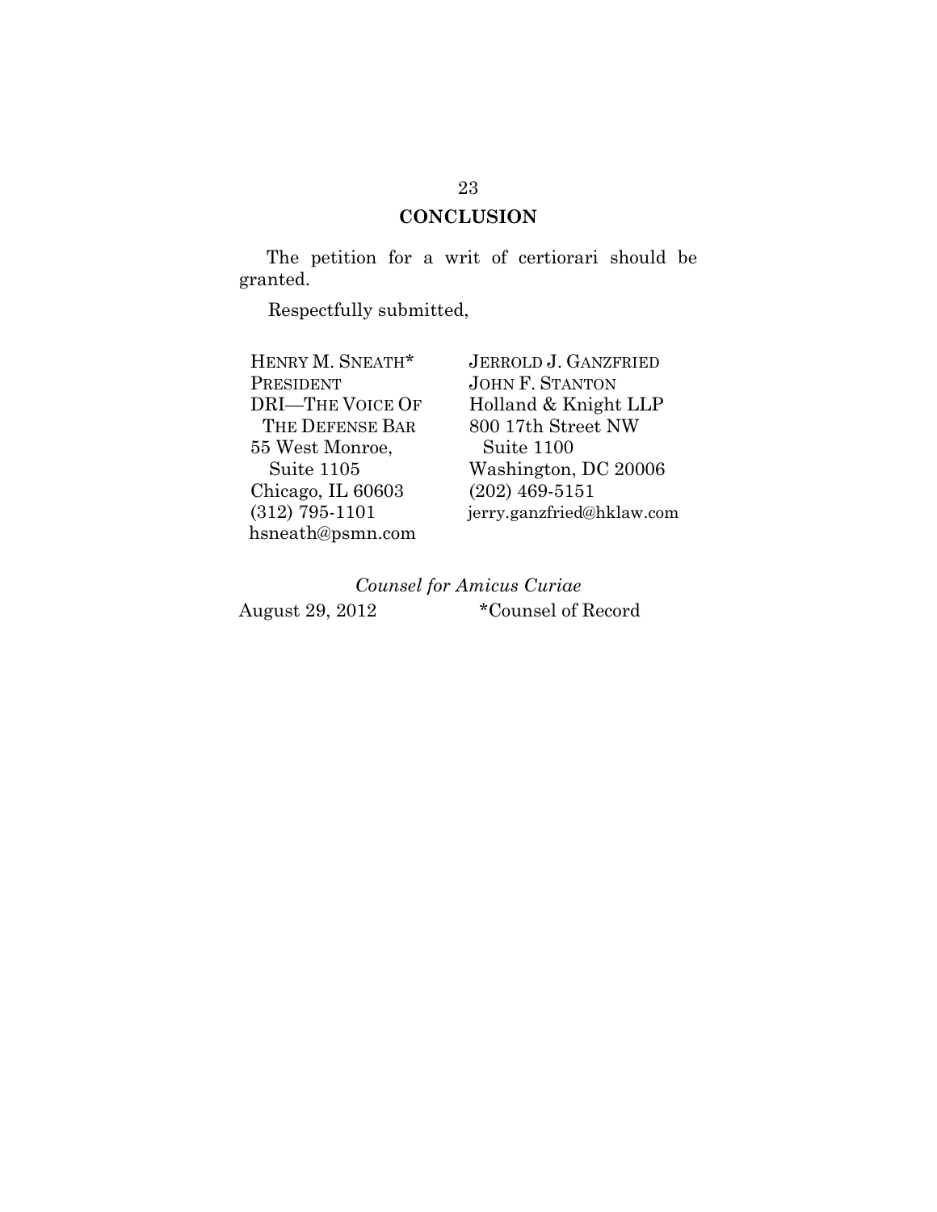## CONCLUSION

The petition for a writ of certiorari should be granted.

Respectfully submitted,

HENRY M. SNEATH*
PRESIDENT
DRI—THE VOICE OF
THE DEFENSE BAR
55 West Monroe,
Suite 1105
Chicago, IL 60603
(312) 795-1101
hsneath@psmn.com

JERROLD J. GANZFRIED
JOHN F. STANTON
Holland & Knight LLP
800 17th Street NW
Suite 1100
Washington, DC 20006
(202) 469-5151
jerry.ganzfried@hklaw.com

*Counsel for Amicus Curiae*

August 29, 2012

*Counsel of Record